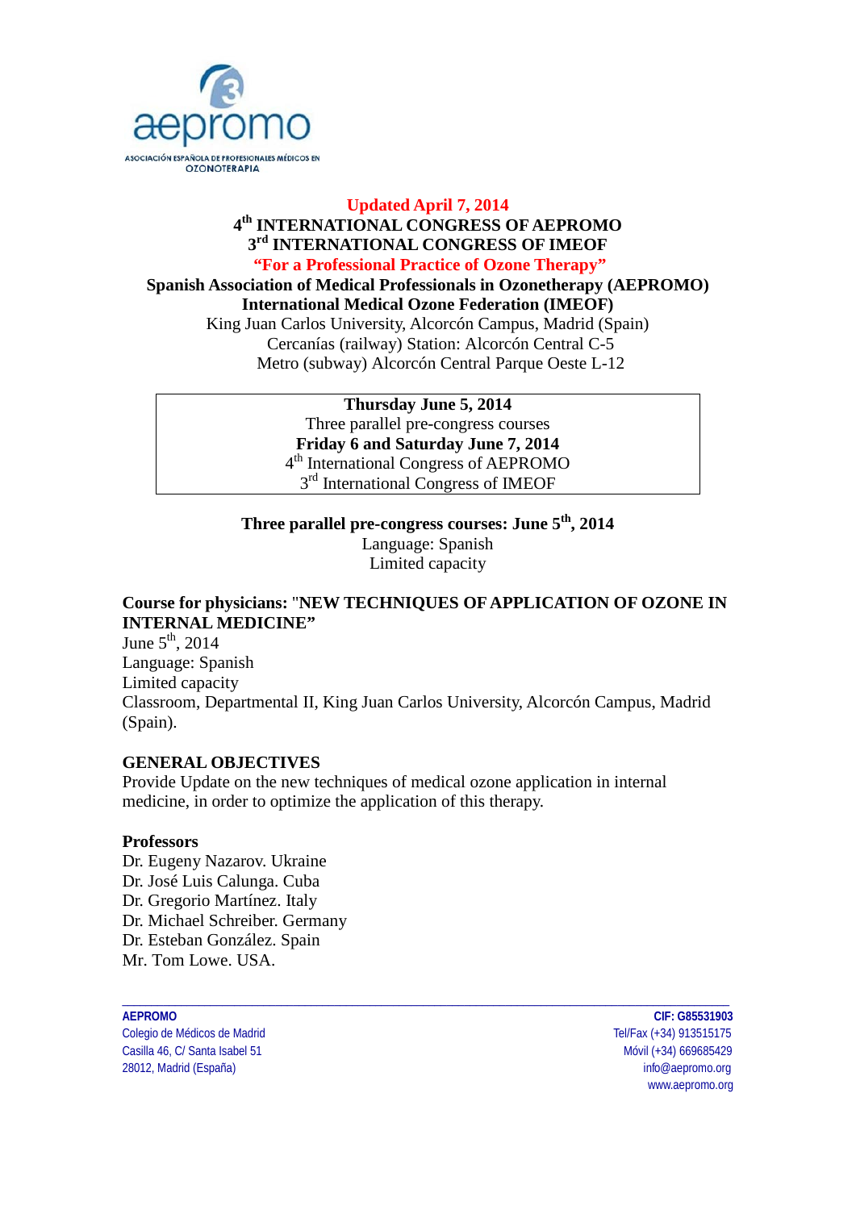aepromo

ASOCIACIÓN ESPAÑOLA DE PROFESIONALES MÉDICOS EN OZONOTERAPIA

**Updated April 7, 2014**

**4th INTERNATIONAL CONGRESS OF AEPROMO**

**3rd INTERNATIONAL CONGRESS OF IMEOF**

**"For a Professional Practice of Ozone Therapy"**

**Spanish Association of Medical Professionals in Ozonetherapy (AEPROMO)**

**International Medical Ozone Federation (IMEOF)**

King Juan Carlos University, Alcorcón Campus, Madrid (Spain)

Cercanías (railway) Station: Alcorcón Central C-5

Metro (subway) Alcorcón Central Parque Oeste L-12

| **Thursday June 5, 2014** |
|---|
| Three parallel pre-congress courses |
| **Friday 6 and Saturday June 7, 2014** |
| 4th International Congress of AEPROMO |
| 3rd International Congress of IMEOF |

**Three parallel pre-congress courses: June 5th, 2014**

Language: Spanish

Limited capacity

**Course for physicians:** "**NEW TECHNIQUES OF APPLICATION OF OZONE IN INTERNAL MEDICINE"**

June 5th, 2014

Language: Spanish

Limited capacity

Classroom, Departmental II, King Juan Carlos University, Alcorcón Campus, Madrid (Spain).

**GENERAL OBJECTIVES**

Provide Update on the new techniques of medical ozone application in internal medicine, in order to optimize the application of this therapy.

**Professors**

Dr. Eugeny Nazarov. Ukraine
Dr. José Luis Calunga. Cuba
Dr. Gregorio Martínez. Italy
Dr. Michael Schreiber. Germany
Dr. Esteban González. Spain
Mr. Tom Lowe. USA.

**AEPROMO**
Colegio de Médicos de Madrid
Casilla 46, C/ Santa Isabel 51
28012, Madrid (España)

**CIF: G85531903**
Tel/Fax (+34) 913515175
Móvil (+34) 669685429
info@aepromo.org
www.aepromo.org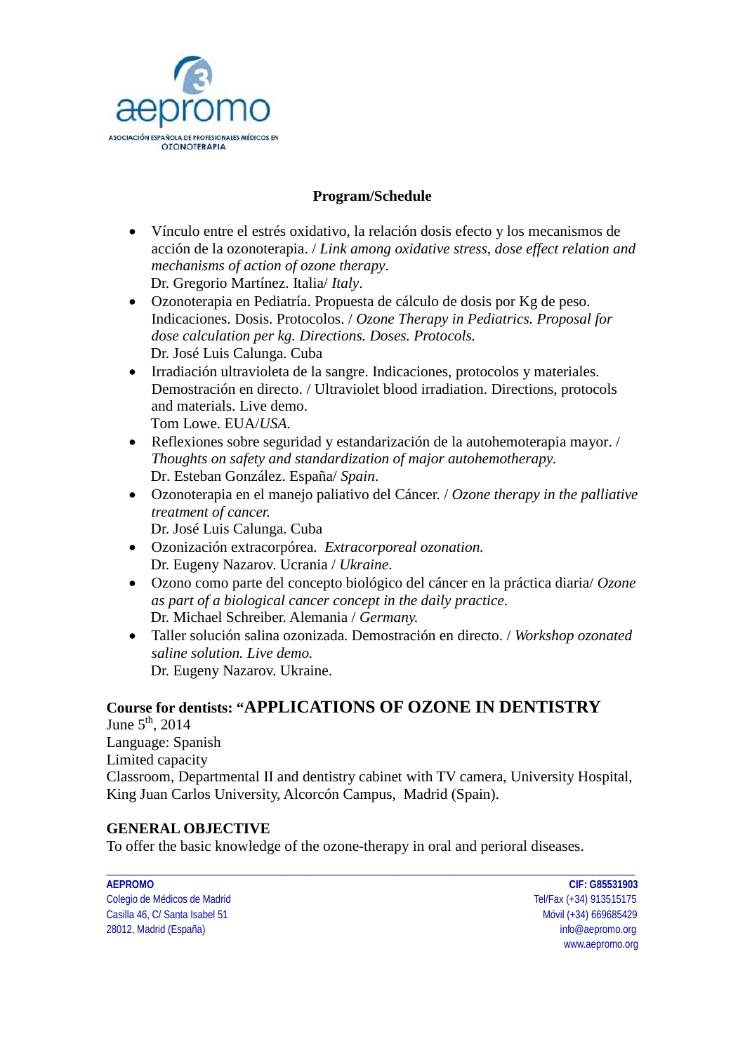**Program/Schedule**

- Vínculo entre el estrés oxidativo, la relación dosis efecto y los mecanismos de acción de la ozonoterapia. / *Link among oxidative stress, dose effect relation and mechanisms of action of ozone therapy*.
  Dr. Gregorio Martínez. Italia/ *Italy*.
- Ozonoterapia en Pediatría. Propuesta de cálculo de dosis por Kg de peso. Indicaciones. Dosis. Protocolos. / *Ozone Therapy in Pediatrics. Proposal for dose calculation per kg. Directions. Doses. Protocols.*
  Dr. José Luis Calunga. Cuba
- Irradiación ultravioleta de la sangre. Indicaciones, protocolos y materiales. Demostración en directo. / Ultraviolet blood irradiation. Directions, protocols and materials. Live demo.
  Tom Lowe. EUA/*USA*.
- Reflexiones sobre seguridad y estandarización de la autohemoterapia mayor. / *Thoughts on safety and standardization of major autohemotherapy.*
  Dr. Esteban González. España/ *Spain*.
- Ozonoterapia en el manejo paliativo del Cáncer. / *Ozone therapy in the palliative treatment of cancer.*
  Dr. José Luis Calunga. Cuba
- Ozonización extracorpórea. *Extracorporeal ozonation.*
  Dr. Eugeny Nazarov. Ucrania / *Ukraine*.
- Ozono como parte del concepto biológico del cáncer en la práctica diaria/ *Ozone as part of a biological cancer concept in the daily practice.*
  Dr. Michael Schreiber. Alemania / *Germany.*
- Taller solución salina ozonizada. Demostración en directo. / *Workshop ozonated saline solution. Live demo.*
  Dr. Eugeny Nazarov. Ukraine.

**Course for dentists: "APPLICATIONS OF OZONE IN DENTISTRY**
June 5th, 2014
Language: Spanish
Limited capacity
Classroom, Departmental II and dentistry cabinet with TV camera, University Hospital, King Juan Carlos University, Alcorcón Campus, Madrid (Spain).

**GENERAL OBJECTIVE**
To offer the basic knowledge of the ozone-therapy in oral and perioral diseases.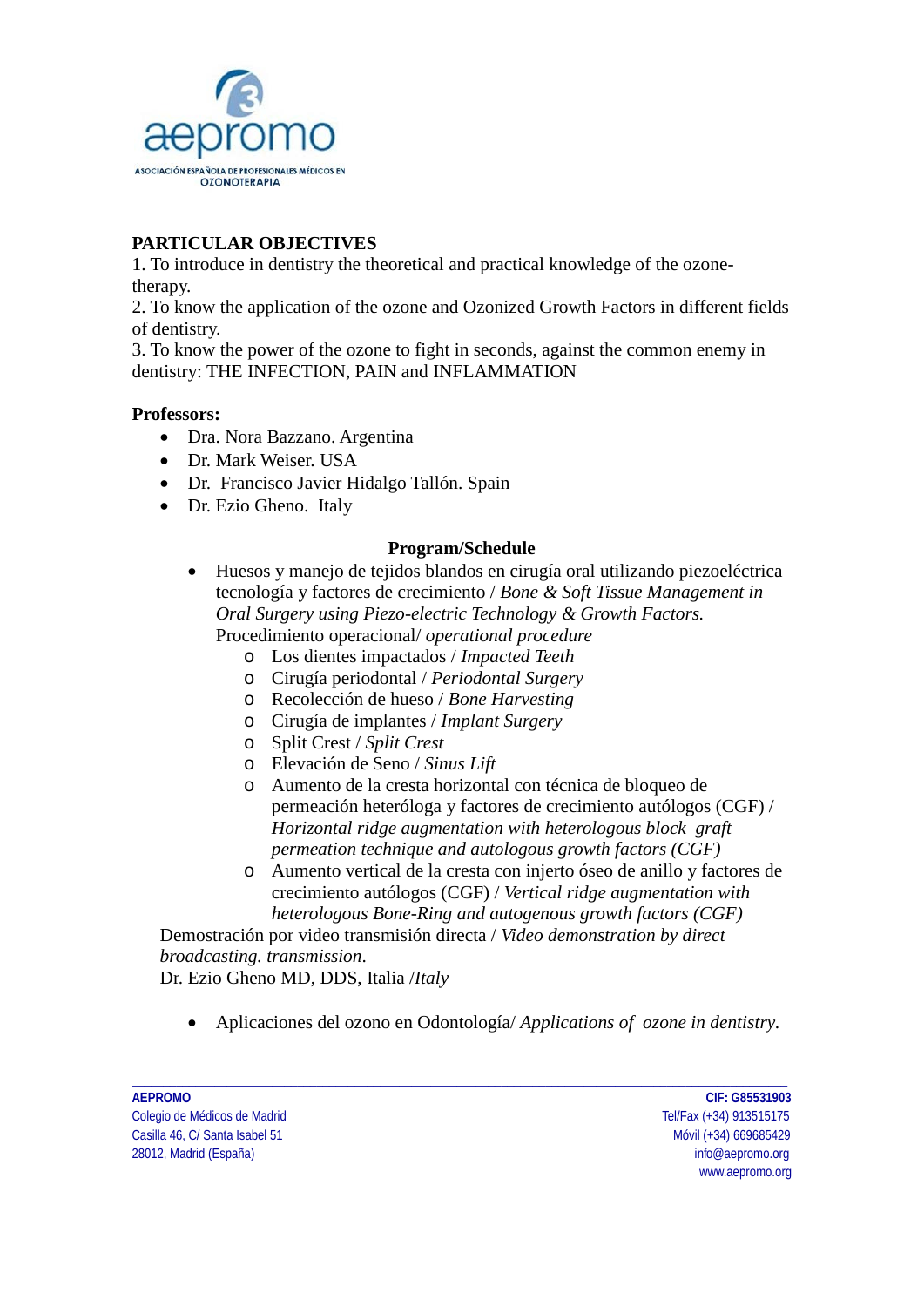aepromo

ASOCIACIÓN ESPAÑOLA DE PROFESIONALES MÉDICOS EN OZONOTERAPIA

**PARTICULAR OBJECTIVES**

1. To introduce in dentistry the theoretical and practical knowledge of the ozone-therapy.
2. To know the application of the ozone and Ozonized Growth Factors in different fields of dentistry.
3. To know the power of the ozone to fight in seconds, against the common enemy in dentistry: THE INFECTION, PAIN and INFLAMMATION

**Professors:**

- Dra. Nora Bazzano. Argentina
- Dr. Mark Weiser. USA
- Dr. Francisco Javier Hidalgo Tallón. Spain
- Dr. Ezio Gheno. Italy

**Program/Schedule**

- Huesos y manejo de tejidos blandos en cirugía oral utilizando piezoeléctrica tecnología y factores de crecimiento / *Bone & Soft Tissue Management in Oral Surgery using Piezo-electric Technology & Growth Factors.* Procedimiento operacional/ *operational procedure*
    - Los dientes impactados / *Impacted Teeth*
    - Cirugía periodontal / *Periodontal Surgery*
    - Recolección de hueso / *Bone Harvesting*
    - Cirugía de implantes / *Implant Surgery*
    - Split Crest / *Split Crest*
    - Elevación de Seno / *Sinus Lift*
    - Aumento de la cresta horizontal con técnica de bloqueo de permeación heteróloga y factores de crecimiento autólogos (CGF) / *Horizontal ridge augmentation with heterologous block graft permeation technique and autologous growth factors (CGF)*
    - Aumento vertical de la cresta con injerto óseo de anillo y factores de crecimiento autólogos (CGF) / *Vertical ridge augmentation with heterologous Bone-Ring and autogenous growth factors (CGF)*

Demostración por video transmisión directa / *Video demonstration by direct broadcasting. transmission*.
Dr. Ezio Gheno MD, DDS, Italia /*Italy*

- Aplicaciones del ozono en Odontología/ *Applications of ozone in dentistry.*

**AEPROMO**
Colegio de Médicos de Madrid
Casilla 46, C/ Santa Isabel 51
28012, Madrid (España)

**CIF: G85531903**
Tel/Fax (+34) 913515175
Móvil (+34) 669685429
info@aepromo.org
www.aepromo.org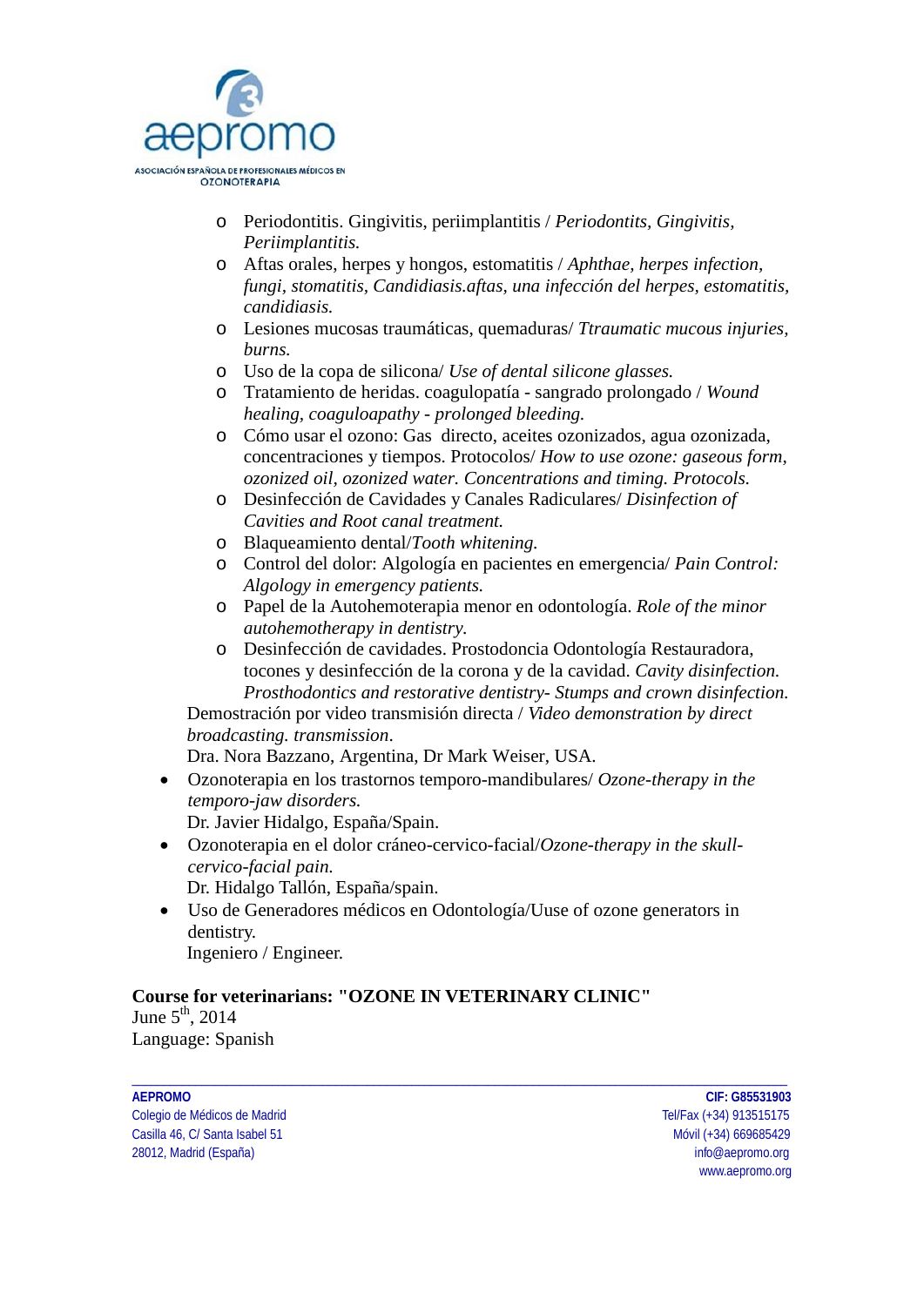- Periodontitis. Gingivitis, periimplantitis / *Periodontits, Gingivitis, Periimplantitis.*
  - Aftas orales, herpes y hongos, estomatitis / *Aphthae, herpes infection, fungi, stomatitis, Candidiasis.aftas, una infección del herpes, estomatitis, candidiasis.*
  - Lesiones mucosas traumáticas, quemaduras/ *Ttraumatic mucous injuries, burns.*
  - Uso de la copa de silicona/ *Use of dental silicone glasses.*
  - Tratamiento de heridas. coagulopatía - sangrado prolongado / *Wound healing, coaguloapathy - prolonged bleeding.*
  - Cómo usar el ozono: Gas directo, aceites ozonizados, agua ozonizada, concentraciones y tiempos. Protocolos/ *How to use ozone: gaseous form, ozonized oil, ozonized water. Concentrations and timing. Protocols.*
  - Desinfección de Cavidades y Canales Radiculares/ *Disinfection of Cavities and Root canal treatment.*
  - Blaqueamiento dental/*Tooth whitening.*
  - Control del dolor: Algología en pacientes en emergencia/ *Pain Control: Algology in emergency patients.*
  - Papel de la Autohemoterapia menor en odontología. *Role of the minor autohemotherapy in dentistry.*
  - Desinfección de cavidades. Prostodoncia Odontología Restauradora, tocones y desinfección de la corona y de la cavidad. *Cavity disinfection. Prosthodontics and restorative dentistry- Stumps and crown disinfection.*

  Demostración por video transmisión directa / *Video demonstration by direct broadcasting. transmission.*
  Dra. Nora Bazzano, Argentina, Dr Mark Weiser, USA.

- Ozonoterapia en los trastornos temporo-mandibulares/ *Ozone-therapy in the temporo-jaw disorders.*
  Dr. Javier Hidalgo, España/Spain.
- Ozonoterapia en el dolor cráneo-cervico-facial/*Ozone-therapy in the skull-cervico-facial pain.*
  Dr. Hidalgo Tallón, España/spain.
- Uso de Generadores médicos en Odontología/Uuse of ozone generators in dentistry.
  Ingeniero / Engineer.

**Course for veterinarians: "OZONE IN VETERINARY CLINIC"**
June 5th, 2014
Language: Spanish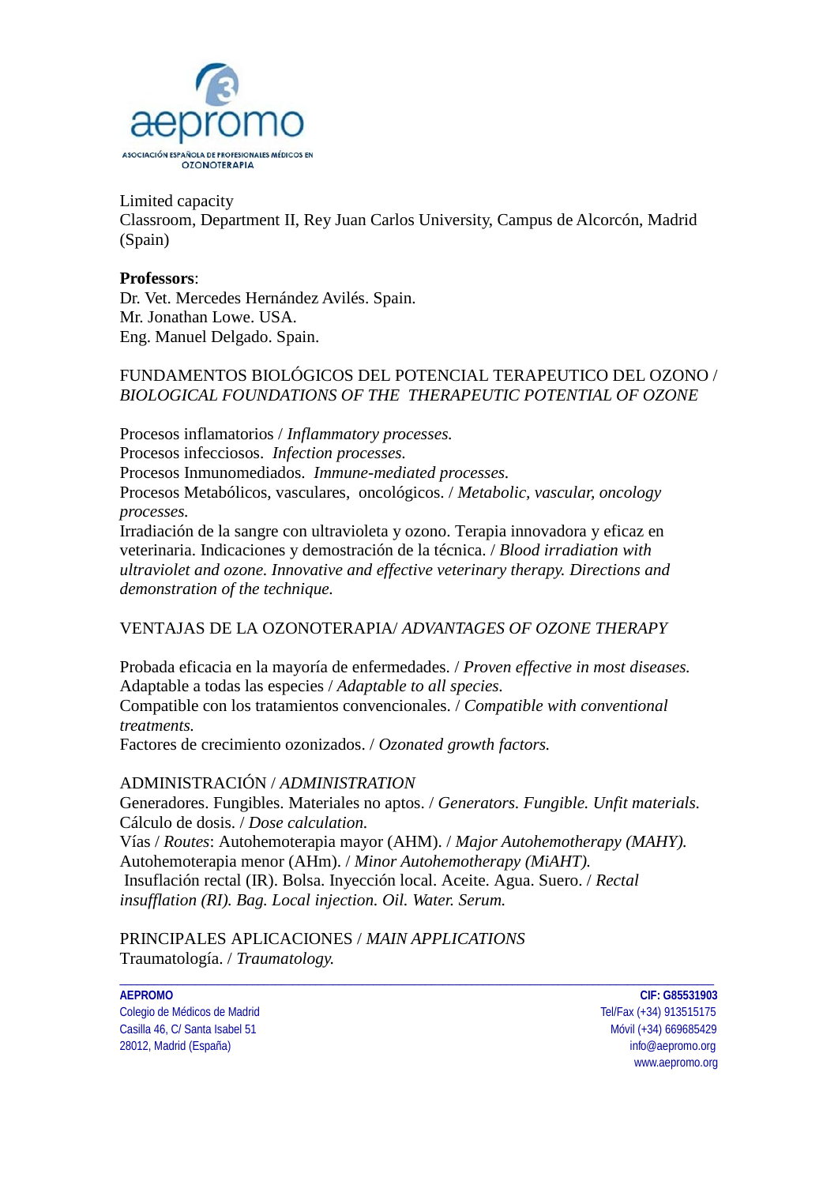Limited capacity
Classroom, Department II, Rey Juan Carlos University, Campus de Alcorcón, Madrid (Spain)

**Professors**:
Dr. Vet. Mercedes Hernández Avilés. Spain.
Mr. Jonathan Lowe. USA.
Eng. Manuel Delgado. Spain.

FUNDAMENTOS BIOLÓGICOS DEL POTENCIAL TERAPEUTICO DEL OZONO / *BIOLOGICAL FOUNDATIONS OF THE THERAPEUTIC POTENTIAL OF OZONE*

Procesos inflamatorios / *Inflammatory processes.*
Procesos infecciosos. *Infection processes.*
Procesos Inmunomediados. *Immune-mediated processes.*
Procesos Metabólicos, vasculares, oncológicos. / *Metabolic, vascular, oncology processes.*
Irradiación de la sangre con ultravioleta y ozono. Terapia innovadora y eficaz en veterinaria. Indicaciones y demostración de la técnica. / *Blood irradiation with ultraviolet and ozone. Innovative and effective veterinary therapy. Directions and demonstration of the technique.*

VENTAJAS DE LA OZONOTERAPIA/ *ADVANTAGES OF OZONE THERAPY*

Probada eficacia en la mayoría de enfermedades. / *Proven effective in most diseases.*
Adaptable a todas las especies / *Adaptable to all species.*
Compatible con los tratamientos convencionales. / *Compatible with conventional treatments.*
Factores de crecimiento ozonizados. / *Ozonated growth factors.*

ADMINISTRACIÓN / *ADMINISTRATION*
Generadores. Fungibles. Materiales no aptos. / *Generators. Fungible. Unfit materials.*
Cálculo de dosis. / *Dose calculation.*
Vías / *Routes*: Autohemoterapia mayor (AHM). / *Major Autohemotherapy (MAHY).*
Autohemoterapia menor (AHm). / *Minor Autohemotherapy (MiAHT).*
Insuflación rectal (IR). Bolsa. Inyección local. Aceite. Agua. Suero. / *Rectal insufflation (RI). Bag. Local injection. Oil. Water. Serum.*

PRINCIPALES APLICACIONES / *MAIN APPLICATIONS*
Traumatología. / *Traumatology.*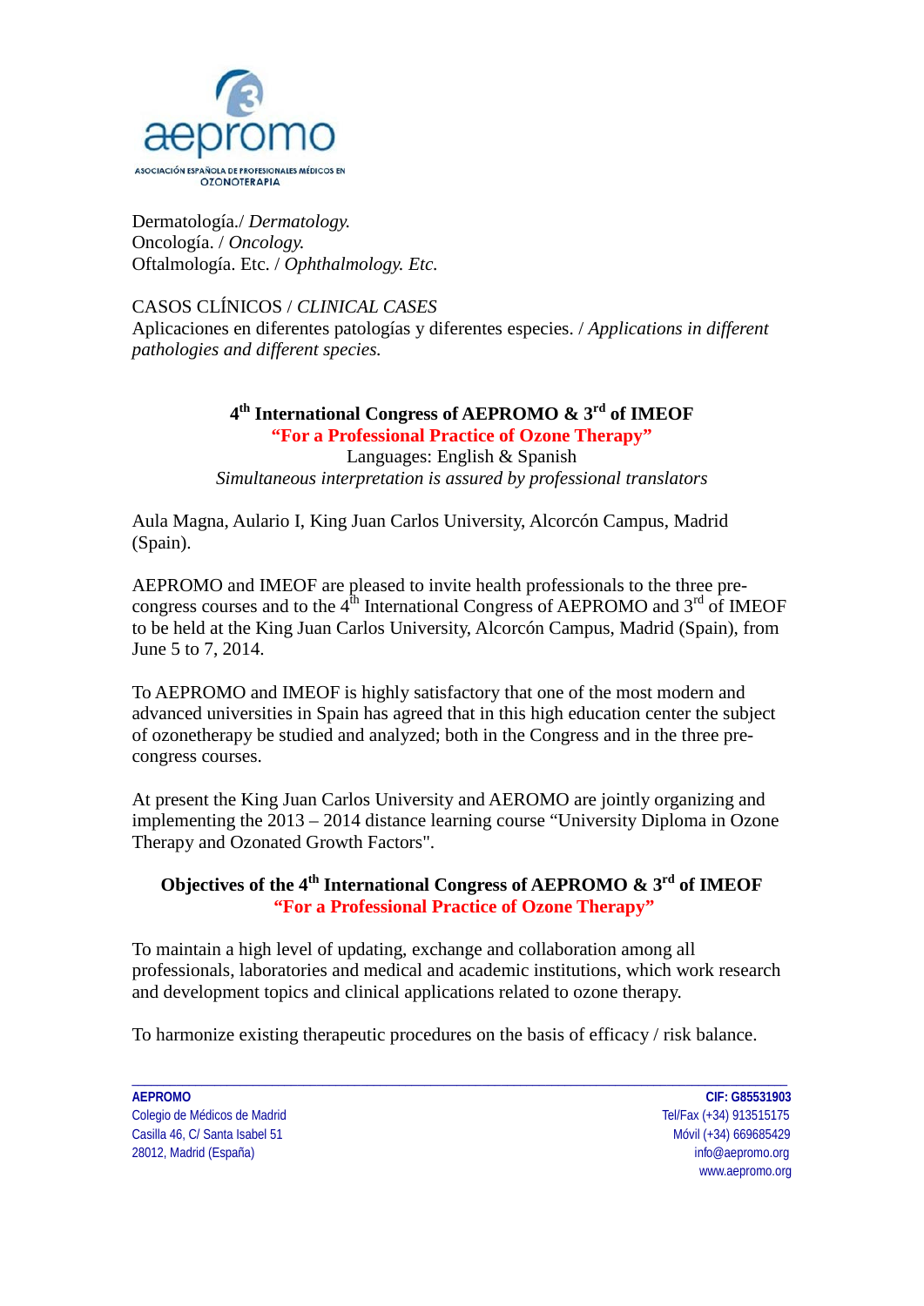Dermatología./ *Dermatology.*
Oncología. / *Oncology.*
Oftalmología. Etc. / *Ophthalmology. Etc.*

CASOS CLÍNICOS / *CLINICAL CASES*
Aplicaciones en diferentes patologías y diferentes especies. / *Applications in different pathologies and different species.*

## 4th International Congress of AEPROMO & 3rd of IMEOF

**"For a Professional Practice of Ozone Therapy"**

Languages: English & Spanish

*Simultaneous interpretation is assured by professional translators*

Aula Magna, Aulario I, King Juan Carlos University, Alcorcón Campus, Madrid (Spain).

AEPROMO and IMEOF are pleased to invite health professionals to the three pre-congress courses and to the 4th International Congress of AEPROMO and 3rd of IMEOF to be held at the King Juan Carlos University, Alcorcón Campus, Madrid (Spain), from June 5 to 7, 2014.

To AEPROMO and IMEOF is highly satisfactory that one of the most modern and advanced universities in Spain has agreed that in this high education center the subject of ozonetherapy be studied and analyzed; both in the Congress and in the three pre-congress courses.

At present the King Juan Carlos University and AEROMO are jointly organizing and implementing the 2013 – 2014 distance learning course "University Diploma in Ozone Therapy and Ozonated Growth Factors".

## Objectives of the 4th International Congress of AEPROMO & 3rd of IMEOF

**"For a Professional Practice of Ozone Therapy"**

To maintain a high level of updating, exchange and collaboration among all professionals, laboratories and medical and academic institutions, which work research and development topics and clinical applications related to ozone therapy.

To harmonize existing therapeutic procedures on the basis of efficacy / risk balance.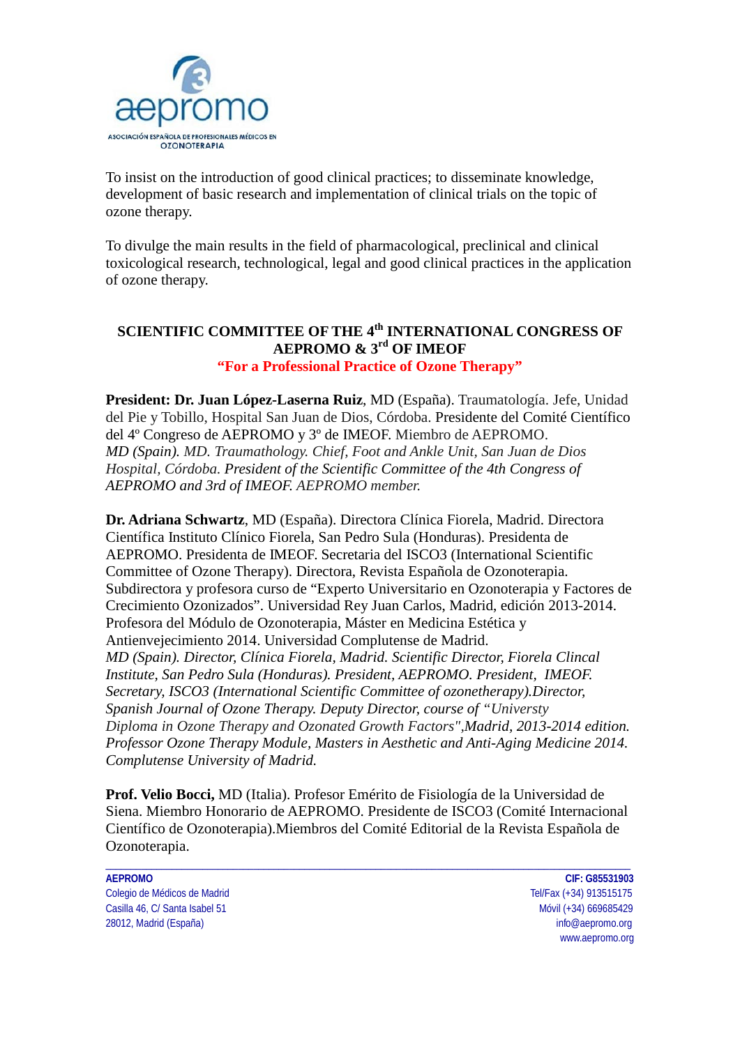To insist on the introduction of good clinical practices; to disseminate knowledge, development of basic research and implementation of clinical trials on the topic of ozone therapy.

To divulge the main results in the field of pharmacological, preclinical and clinical toxicological research, technological, legal and good clinical practices in the application of ozone therapy.

## SCIENTIFIC COMMITTEE OF THE 4th INTERNATIONAL CONGRESS OF AEPROMO & 3rd OF IMEOF

**"For a Professional Practice of Ozone Therapy"**

**President: Dr. Juan López-Laserna Ruiz**, MD (España). Traumatología. Jefe, Unidad del Pie y Tobillo, Hospital San Juan de Dios, Córdoba. Presidente del Comité Científico del 4º Congreso de AEPROMO y 3º de IMEOF. Miembro de AEPROMO.
*MD (Spain). MD. Traumathology. Chief, Foot and Ankle Unit, San Juan de Dios Hospital, Córdoba. President of the Scientific Committee of the 4th Congress of AEPROMO and 3rd of IMEOF. AEPROMO member.*

**Dr. Adriana Schwartz**, MD (España). Directora Clínica Fiorela, Madrid. Directora Científica Instituto Clínico Fiorela, San Pedro Sula (Honduras). Presidenta de AEPROMO. Presidenta de IMEOF. Secretaria del ISCO3 (International Scientific Committee of Ozone Therapy). Directora, Revista Española de Ozonoterapia. Subdirectora y profesora curso de "Experto Universitario en Ozonoterapia y Factores de Crecimiento Ozonizados". Universidad Rey Juan Carlos, Madrid, edición 2013-2014. Profesora del Módulo de Ozonoterapia, Máster en Medicina Estética y Antienvejecimiento 2014. Universidad Complutense de Madrid.
*MD (Spain). Director, Clínica Fiorela, Madrid. Scientific Director, Fiorela Clincal Institute, San Pedro Sula (Honduras). President, AEPROMO. President, IMEOF. Secretary, ISCO3 (International Scientific Committee of ozonetherapy).Director, Spanish Journal of Ozone Therapy. Deputy Director, course of "Universty Diploma in Ozone Therapy and Ozonated Growth Factors",Madrid, 2013-2014 edition. Professor Ozone Therapy Module, Masters in Aesthetic and Anti-Aging Medicine 2014. Complutense University of Madrid.*

**Prof. Velio Bocci,** MD (Italia). Profesor Emérito de Fisiología de la Universidad de Siena. Miembro Honorario de AEPROMO. Presidente de ISCO3 (Comité Internacional Científico de Ozonoterapia).Miembros del Comité Editorial de la Revista Española de Ozonoterapia.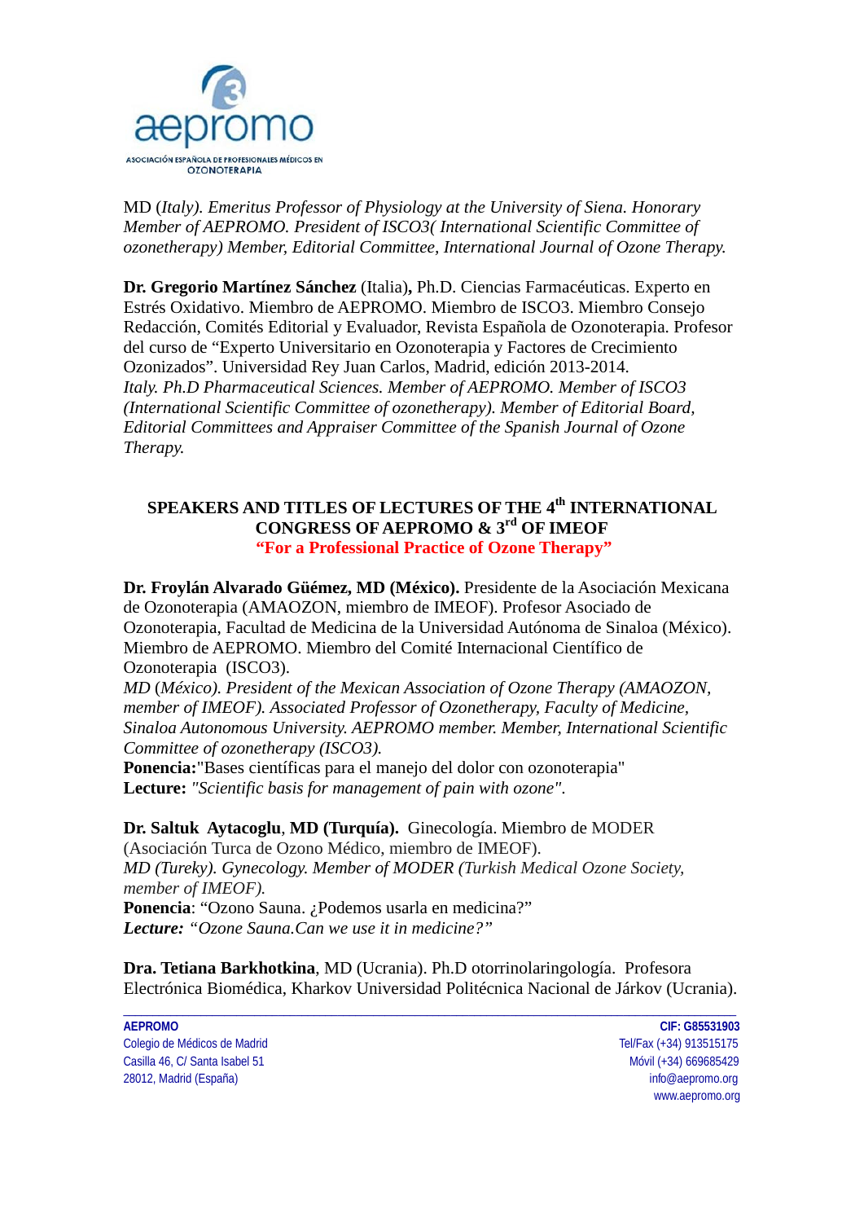MD (*Italy). Emeritus Professor of Physiology at the University of Siena. Honorary Member of AEPROMO. President of ISCO3( International Scientific Committee of ozonetherapy) Member, Editorial Committee, International Journal of Ozone Therapy.*

**Dr. Gregorio Martínez Sánchez** (Italia)**,** Ph.D. Ciencias Farmacéuticas. Experto en Estrés Oxidativo. Miembro de AEPROMO. Miembro de ISCO3. Miembro Consejo Redacción, Comités Editorial y Evaluador, Revista Española de Ozonoterapia. Profesor del curso de "Experto Universitario en Ozonoterapia y Factores de Crecimiento Ozonizados". Universidad Rey Juan Carlos, Madrid, edición 2013-2014.
*Italy. Ph.D Pharmaceutical Sciences. Member of AEPROMO. Member of ISCO3 (International Scientific Committee of ozonetherapy). Member of Editorial Board, Editorial Committees and Appraiser Committee of the Spanish Journal of Ozone Therapy.*

## SPEAKERS AND TITLES OF LECTURES OF THE 4th INTERNATIONAL CONGRESS OF AEPROMO & 3rd OF IMEOF
**"For a Professional Practice of Ozone Therapy"**

**Dr. Froylán Alvarado Güémez, MD (México).** Presidente de la Asociación Mexicana de Ozonoterapia (AMAOZON, miembro de IMEOF). Profesor Asociado de Ozonoterapia, Facultad de Medicina de la Universidad Autónoma de Sinaloa (México). Miembro de AEPROMO. Miembro del Comité Internacional Científico de Ozonoterapia (ISCO3).
*MD (México). President of the Mexican Association of Ozone Therapy (AMAOZON, member of IMEOF). Associated Professor of Ozonetherapy, Faculty of Medicine, Sinaloa Autonomous University. AEPROMO member. Member, International Scientific Committee of ozonetherapy (ISCO3).*
**Ponencia:**"Bases científicas para el manejo del dolor con ozonoterapia"
**Lecture:** *"Scientific basis for management of pain with ozone".*

**Dr. Saltuk Aytacoglu**, **MD (Turquía).** Ginecología. Miembro de MODER (Asociación Turca de Ozono Médico, miembro de IMEOF).
*MD (Tureky). Gynecology. Member of MODER (Turkish Medical Ozone Society, member of IMEOF).*
**Ponencia**: "Ozono Sauna. ¿Podemos usarla en medicina?"
***Lecture:*** *"Ozone Sauna.Can we use it in medicine?"*

**Dra. Tetiana Barkhotkina**, MD (Ucrania). Ph.D otorrinolaringología. Profesora Electrónica Biomédica, Kharkov Universidad Politécnica Nacional de Járkov (Ucrania).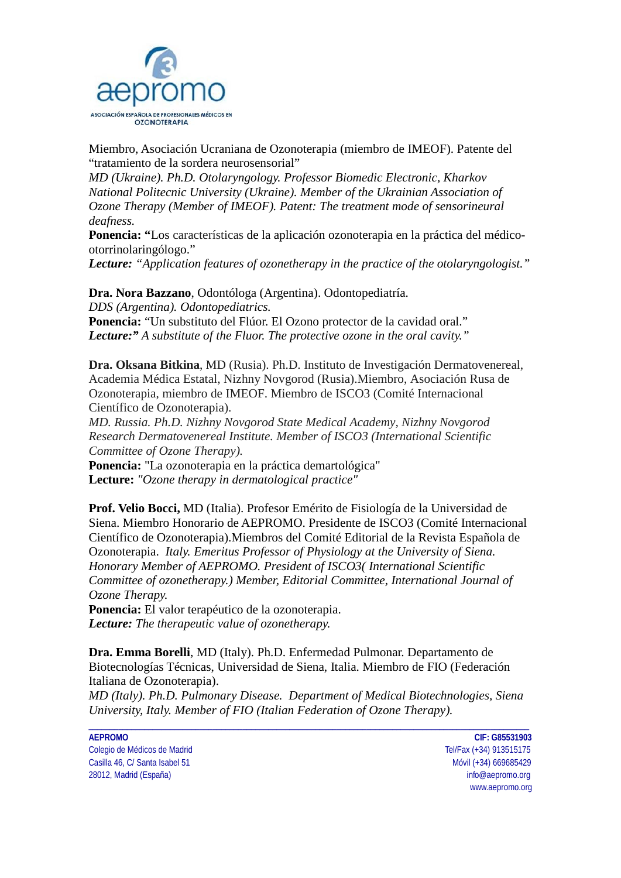Miembro, Asociación Ucraniana de Ozonoterapia (miembro de IMEOF). Patente del “tratamiento de la sordera neurosensorial”
*MD (Ukraine). Ph.D. Otolaryngology. Professor Biomedic Electronic, Kharkov National Politecnic University (Ukraine). Member of the Ukrainian Association of Ozone Therapy (Member of IMEOF). Patent: The treatment mode of sensorineural deafness.*
**Ponencia: “**Los características de la aplicación ozonoterapia en la práctica del médico-otorrinolaringólogo.”
***Lecture:*** *“Application features of ozonetherapy in the practice of the otolaryngologist.”*

**Dra. Nora Bazzano**, Odontóloga (Argentina). Odontopediatría.
*DDS (Argentina). Odontopediatrics.*
**Ponencia:** “Un substituto del Flúor. El Ozono protector de la cavidad oral.”
***Lecture:”*** *A substitute of the Fluor. The protective ozone in the oral cavity.”*

**Dra. Oksana Bitkina**, MD (Rusia). Ph.D. Instituto de Investigación Dermatovenereal, Academia Médica Estatal, Nizhny Novgorod (Rusia).Miembro, Asociación Rusa de Ozonoterapia, miembro de IMEOF. Miembro de ISCO3 (Comité Internacional Científico de Ozonoterapia).
*MD. Russia. Ph.D. Nizhny Novgorod State Medical Academy, Nizhny Novgorod Research Dermatovenereal Institute. Member of ISCO3 (International Scientific Committee of Ozone Therapy).*
**Ponencia:** "La ozonoterapia en la práctica demartológica"
**Lecture:** *"Ozone therapy in dermatological practice"*

**Prof. Velio Bocci,** MD (Italia). Profesor Emérito de Fisiología de la Universidad de Siena. Miembro Honorario de AEPROMO. Presidente de ISCO3 (Comité Internacional Científico de Ozonoterapia).Miembros del Comité Editorial de la Revista Española de Ozonoterapia. *Italy. Emeritus Professor of Physiology at the University of Siena. Honorary Member of AEPROMO. President of ISCO3( International Scientific Committee of ozonetherapy.) Member, Editorial Committee, International Journal of Ozone Therapy.*
**Ponencia:** El valor terapéutico de la ozonoterapia.
***Lecture:*** *The therapeutic value of ozonetherapy.*

**Dra. Emma Borelli**, MD (Italy). Ph.D. Enfermedad Pulmonar. Departamento de Biotecnologías Técnicas, Universidad de Siena, Italia. Miembro de FIO (Federación Italiana de Ozonoterapia).
*MD (Italy). Ph.D. Pulmonary Disease. Department of Medical Biotechnologies, Siena University, Italy. Member of FIO (Italian Federation of Ozone Therapy).*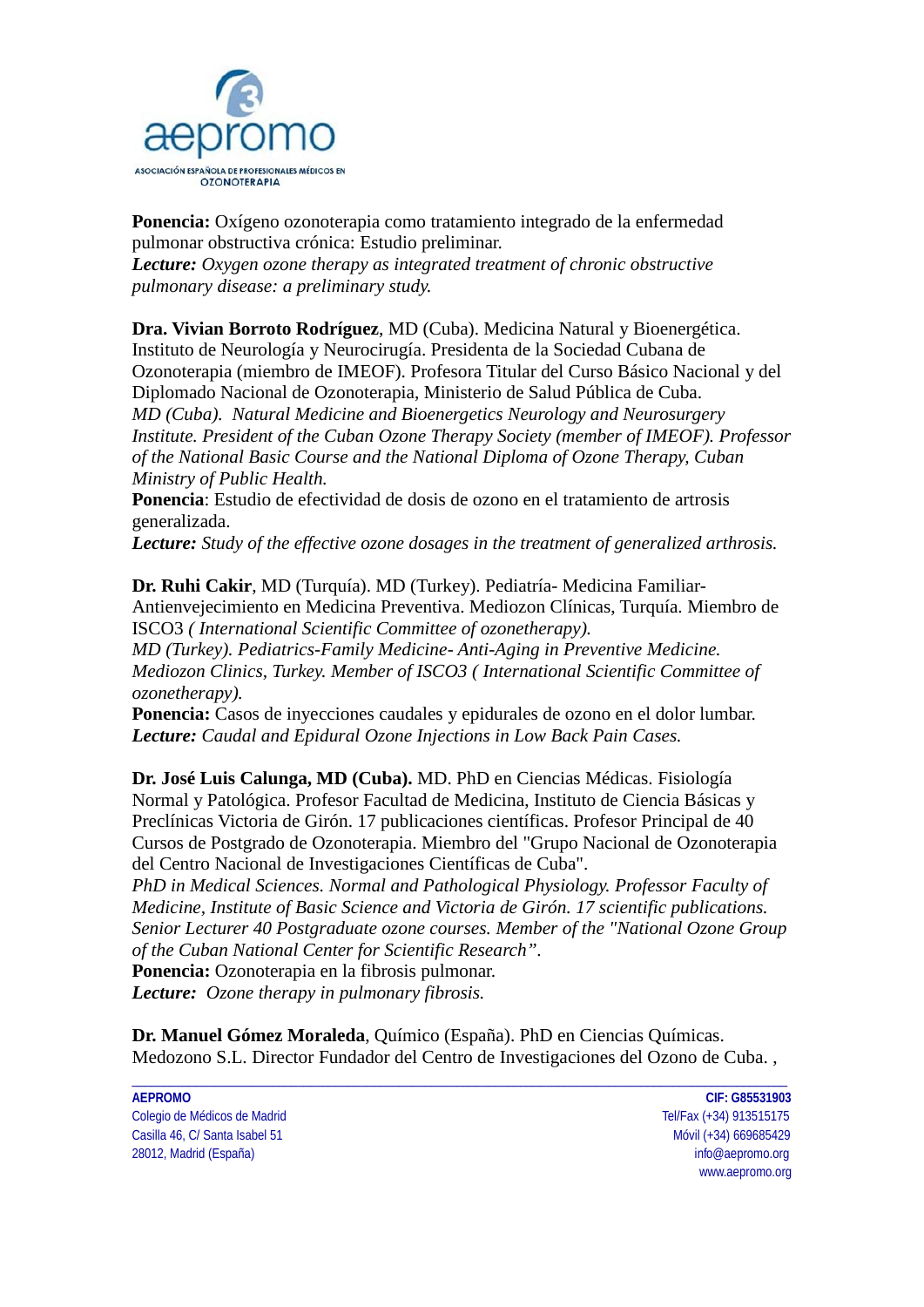**Ponencia:** Oxígeno ozonoterapia como tratamiento integrado de la enfermedad pulmonar obstructiva crónica: Estudio preliminar.
***Lecture:*** *Oxygen ozone therapy as integrated treatment of chronic obstructive pulmonary disease: a preliminary study.*

**Dra. Vivian Borroto Rodríguez**, MD (Cuba). Medicina Natural y Bioenergética. Instituto de Neurología y Neurocirugía. Presidenta de la Sociedad Cubana de Ozonoterapia (miembro de IMEOF). Profesora Titular del Curso Básico Nacional y del Diplomado Nacional de Ozonoterapia, Ministerio de Salud Pública de Cuba.
*MD (Cuba). Natural Medicine and Bioenergetics Neurology and Neurosurgery Institute. President of the Cuban Ozone Therapy Society (member of IMEOF). Professor of the National Basic Course and the National Diploma of Ozone Therapy, Cuban Ministry of Public Health.*
**Ponencia**: Estudio de efectividad de dosis de ozono en el tratamiento de artrosis generalizada.
***Lecture:*** *Study of the effective ozone dosages in the treatment of generalized arthrosis.*

**Dr. Ruhi Cakir**, MD (Turquía). MD (Turkey). Pediatría- Medicina Familiar- Antienvejecimiento en Medicina Preventiva. Mediozon Clínicas, Turquía. Miembro de ISCO3 *( International Scientific Committee of ozonetherapy).*
*MD (Turkey). Pediatrics-Family Medicine- Anti-Aging in Preventive Medicine. Mediozon Clinics, Turkey. Member of ISCO3 ( International Scientific Committee of ozonetherapy).*
**Ponencia:** Casos de inyecciones caudales y epidurales de ozono en el dolor lumbar.
***Lecture:*** *Caudal and Epidural Ozone Injections in Low Back Pain Cases.*

**Dr. José Luis Calunga, MD (Cuba).** MD. PhD en Ciencias Médicas. Fisiología Normal y Patológica. Profesor Facultad de Medicina, Instituto de Ciencia Básicas y Preclínicas Victoria de Girón. 17 publicaciones científicas. Profesor Principal de 40 Cursos de Postgrado de Ozonoterapia. Miembro del "Grupo Nacional de Ozonoterapia del Centro Nacional de Investigaciones Científicas de Cuba".
*PhD in Medical Sciences. Normal and Pathological Physiology. Professor Faculty of Medicine, Institute of Basic Science and Victoria de Girón. 17 scientific publications. Senior Lecturer 40 Postgraduate ozone courses. Member of the "National Ozone Group of the Cuban National Center for Scientific Research".*
**Ponencia:** Ozonoterapia en la fibrosis pulmonar.
***Lecture:*** *Ozone therapy in pulmonary fibrosis.*

**Dr. Manuel Gómez Moraleda**, Químico (España). PhD en Ciencias Químicas. Medozono S.L. Director Fundador del Centro de Investigaciones del Ozono de Cuba. ,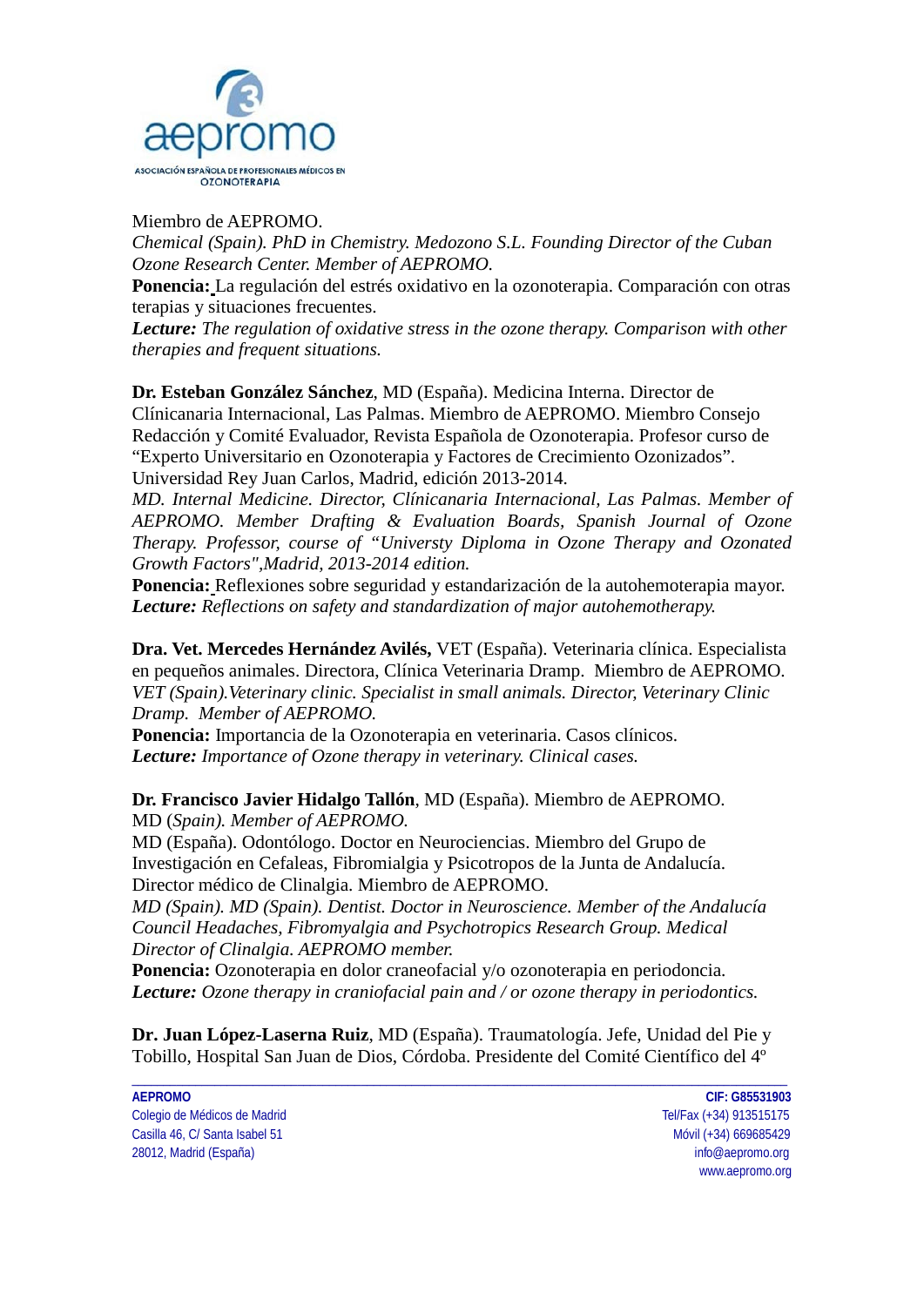Miembro de AEPROMO.
*Chemical (Spain). PhD in Chemistry. Medozono S.L. Founding Director of the Cuban Ozone Research Center. Member of AEPROMO.*
**Ponencia:** La regulación del estrés oxidativo en la ozonoterapia. Comparación con otras terapias y situaciones frecuentes.
***Lecture:*** *The regulation of oxidative stress in the ozone therapy. Comparison with other therapies and frequent situations.*

**Dr. Esteban González Sánchez**, MD (España). Medicina Interna. Director de Clínicanaria Internacional, Las Palmas. Miembro de AEPROMO. Miembro Consejo Redacción y Comité Evaluador, Revista Española de Ozonoterapia. Profesor curso de "Experto Universitario en Ozonoterapia y Factores de Crecimiento Ozonizados". Universidad Rey Juan Carlos, Madrid, edición 2013-2014.
*MD. Internal Medicine. Director, Clínicanaria Internacional, Las Palmas. Member of AEPROMO. Member Drafting & Evaluation Boards, Spanish Journal of Ozone Therapy. Professor, course of "Universty Diploma in Ozone Therapy and Ozonated Growth Factors",Madrid, 2013-2014 edition.*
**Ponencia:** Reflexiones sobre seguridad y estandarización de la autohemoterapia mayor.
***Lecture:*** *Reflections on safety and standardization of major autohemotherapy.*

**Dra. Vet. Mercedes Hernández Avilés,** VET (España). Veterinaria clínica. Especialista en pequeños animales. Directora, Clínica Veterinaria Dramp. Miembro de AEPROMO.
*VET (Spain).Veterinary clinic. Specialist in small animals. Director, Veterinary Clinic Dramp. Member of AEPROMO.*
**Ponencia:** Importancia de la Ozonoterapia en veterinaria. Casos clínicos.
***Lecture:*** *Importance of Ozone therapy in veterinary. Clinical cases.*

**Dr. Francisco Javier Hidalgo Tallón**, MD (España). Miembro de AEPROMO.
MD *(Spain). Member of AEPROMO.*
MD (España). Odontólogo. Doctor en Neurociencias. Miembro del Grupo de Investigación en Cefaleas, Fibromialgia y Psicotropos de la Junta de Andalucía. Director médico de Clinalgia. Miembro de AEPROMO.
*MD (Spain). MD (Spain). Dentist. Doctor in Neuroscience. Member of the Andalucía Council Headaches, Fibromyalgia and Psychotropics Research Group. Medical Director of Clinalgia. AEPROMO member.*
**Ponencia:** Ozonoterapia en dolor craneofacial y/o ozonoterapia en periodoncia.
***Lecture:*** *Ozone therapy in craniofacial pain and / or ozone therapy in periodontics.*

**Dr. Juan López-Laserna Ruiz**, MD (España). Traumatología. Jefe, Unidad del Pie y Tobillo, Hospital San Juan de Dios, Córdoba. Presidente del Comité Científico del 4º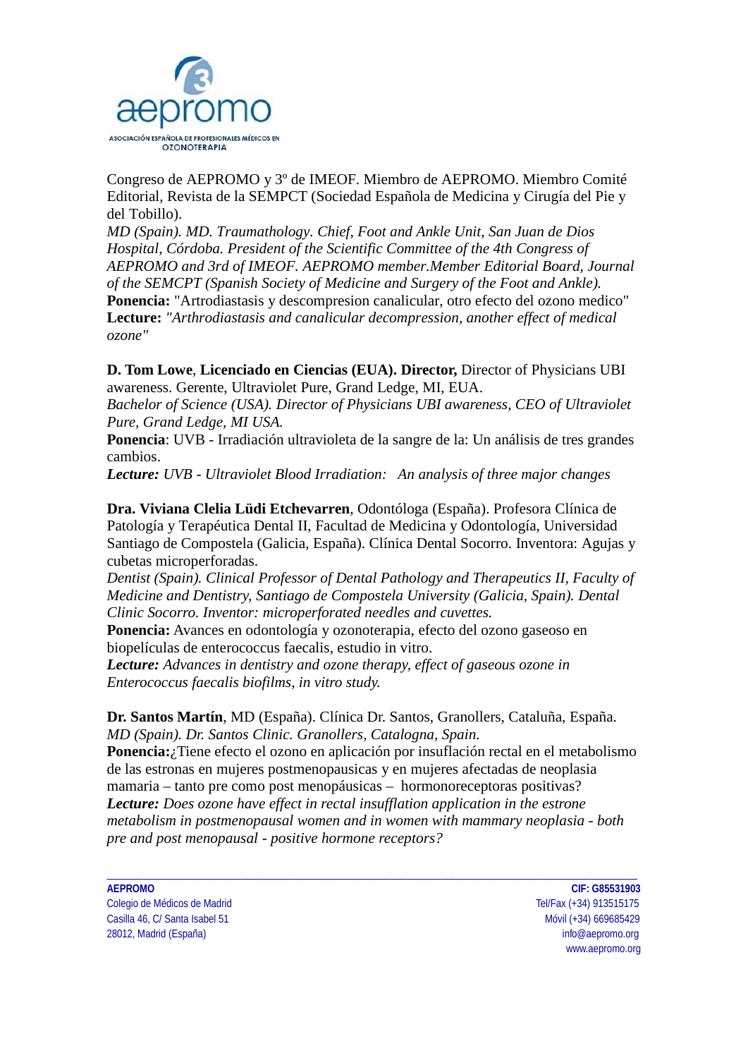Congreso de AEPROMO y 3º de IMEOF. Miembro de AEPROMO. Miembro Comité Editorial, Revista de la SEMPCT (Sociedad Española de Medicina y Cirugía del Pie y del Tobillo).
*MD (Spain). MD. Traumathology. Chief, Foot and Ankle Unit, San Juan de Dios Hospital, Córdoba. President of the Scientific Committee of the 4th Congress of AEPROMO and 3rd of IMEOF. AEPROMO member.Member Editorial Board, Journal of the SEMCPT (Spanish Society of Medicine and Surgery of the Foot and Ankle).*
**Ponencia:** "Artrodiastasis y descompresion canalicular, otro efecto del ozono medico"
**Lecture:** *"Arthrodiastasis and canalicular decompression, another effect of medical ozone"*

**D. Tom Lowe**, **Licenciado en Ciencias (EUA). Director,** Director of Physicians UBI awareness. Gerente, Ultraviolet Pure, Grand Ledge, MI, EUA.
*Bachelor of Science (USA). Director of Physicians UBI awareness, CEO of Ultraviolet Pure, Grand Ledge, MI USA.*
**Ponencia**: UVB - Irradiación ultravioleta de la sangre de la: Un análisis de tres grandes cambios.
***Lecture:*** *UVB - Ultraviolet Blood Irradiation: An analysis of three major changes*

**Dra. Viviana Clelia Lüdi Etchevarren**, Odontóloga (España). Profesora Clínica de Patología y Terapéutica Dental II, Facultad de Medicina y Odontología, Universidad Santiago de Compostela (Galicia, España). Clínica Dental Socorro. Inventora: Agujas y cubetas microperforadas.
*Dentist (Spain). Clinical Professor of Dental Pathology and Therapeutics II, Faculty of Medicine and Dentistry, Santiago de Compostela University (Galicia, Spain). Dental Clinic Socorro. Inventor: microperforated needles and cuvettes.*
**Ponencia:** Avances en odontología y ozonoterapia, efecto del ozono gaseoso en biopelículas de enterococcus faecalis, estudio in vitro.
***Lecture:*** *Advances in dentistry and ozone therapy, effect of gaseous ozone in Enterococcus faecalis biofilms, in vitro study.*

**Dr. Santos Martín**, MD (España). Clínica Dr. Santos, Granollers, Cataluña, España.
*MD (Spain). Dr. Santos Clinic. Granollers, Catalogna, Spain.*
**Ponencia:**¿Tiene efecto el ozono en aplicación por insuflación rectal en el metabolismo de las estronas en mujeres postmenopausicas y en mujeres afectadas de neoplasia mamaria – tanto pre como post menopáusicas – hormonoreceptoras positivas?
***Lecture:*** *Does ozone have effect in rectal insufflation application in the estrone metabolism in postmenopausal women and in women with mammary neoplasia - both pre and post menopausal - positive hormone receptors?*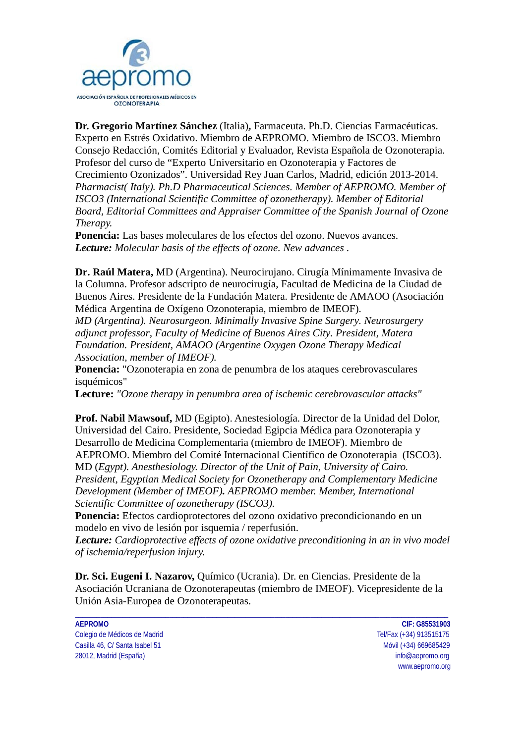**Dr. Gregorio Martínez Sánchez** (Italia)**,** Farmaceuta. Ph.D. Ciencias Farmacéuticas. Experto en Estrés Oxidativo. Miembro de AEPROMO. Miembro de ISCO3. Miembro Consejo Redacción, Comités Editorial y Evaluador, Revista Española de Ozonoterapia. Profesor del curso de "Experto Universitario en Ozonoterapia y Factores de Crecimiento Ozonizados". Universidad Rey Juan Carlos, Madrid, edición 2013-2014. *Pharmacist( Italy). Ph.D Pharmaceutical Sciences. Member of AEPROMO. Member of ISCO3 (International Scientific Committee of ozonetherapy). Member of Editorial Board, Editorial Committees and Appraiser Committee of the Spanish Journal of Ozone Therapy.*
**Ponencia:** Las bases moleculares de los efectos del ozono. Nuevos avances.
***Lecture:*** *Molecular basis of the effects of ozone. New advances .*

**Dr. Raúl Matera,** MD (Argentina). Neurocirujano. Cirugía Mínimamente Invasiva de la Columna. Profesor adscripto de neurocirugía, Facultad de Medicina de la Ciudad de Buenos Aires. Presidente de la Fundación Matera. Presidente de AMAOO (Asociación Médica Argentina de Oxígeno Ozonoterapia, miembro de IMEOF).
*MD (Argentina). Neurosurgeon. Minimally Invasive Spine Surgery. Neurosurgery adjunct professor, Faculty of Medicine of Buenos Aires City. President, Matera Foundation. President, AMAOO (Argentine Oxygen Ozone Therapy Medical Association, member of IMEOF).*
**Ponencia:** "Ozonoterapia en zona de penumbra de los ataques cerebrovasculares isquémicos"
**Lecture:** *"Ozone therapy in penumbra area of ischemic cerebrovascular attacks"*

**Prof. Nabil Mawsouf,** MD (Egipto). Anestesiología. Director de la Unidad del Dolor, Universidad del Cairo. Presidente, Sociedad Egipcia Médica para Ozonoterapia y Desarrollo de Medicina Complementaria (miembro de IMEOF). Miembro de AEPROMO. Miembro del Comité Internacional Científico de Ozonoterapia (ISCO3).
MD (*Egypt). Anesthesiology. Director of the Unit of Pain, University of Cairo. President, Egyptian Medical Society for Ozonetherapy and Complementary Medicine Development (Member of IMEOF)***.** *AEPROMO member. Member, International Scientific Committee of ozonetherapy (ISCO3).*
**Ponencia:** Efectos cardioprotectores del ozono oxidativo precondicionando en un modelo en vivo de lesión por isquemia / reperfusión.
***Lecture:*** *Cardioprotective effects of ozone oxidative preconditioning in an in vivo model of ischemia/reperfusion injury.*

**Dr. Sci. Eugeni I. Nazarov,** Químico (Ucrania). Dr. en Ciencias. Presidente de la Asociación Ucraniana de Ozonoterapeutas (miembro de IMEOF). Vicepresidente de la Unión Asia-Europea de Ozonoterapeutas.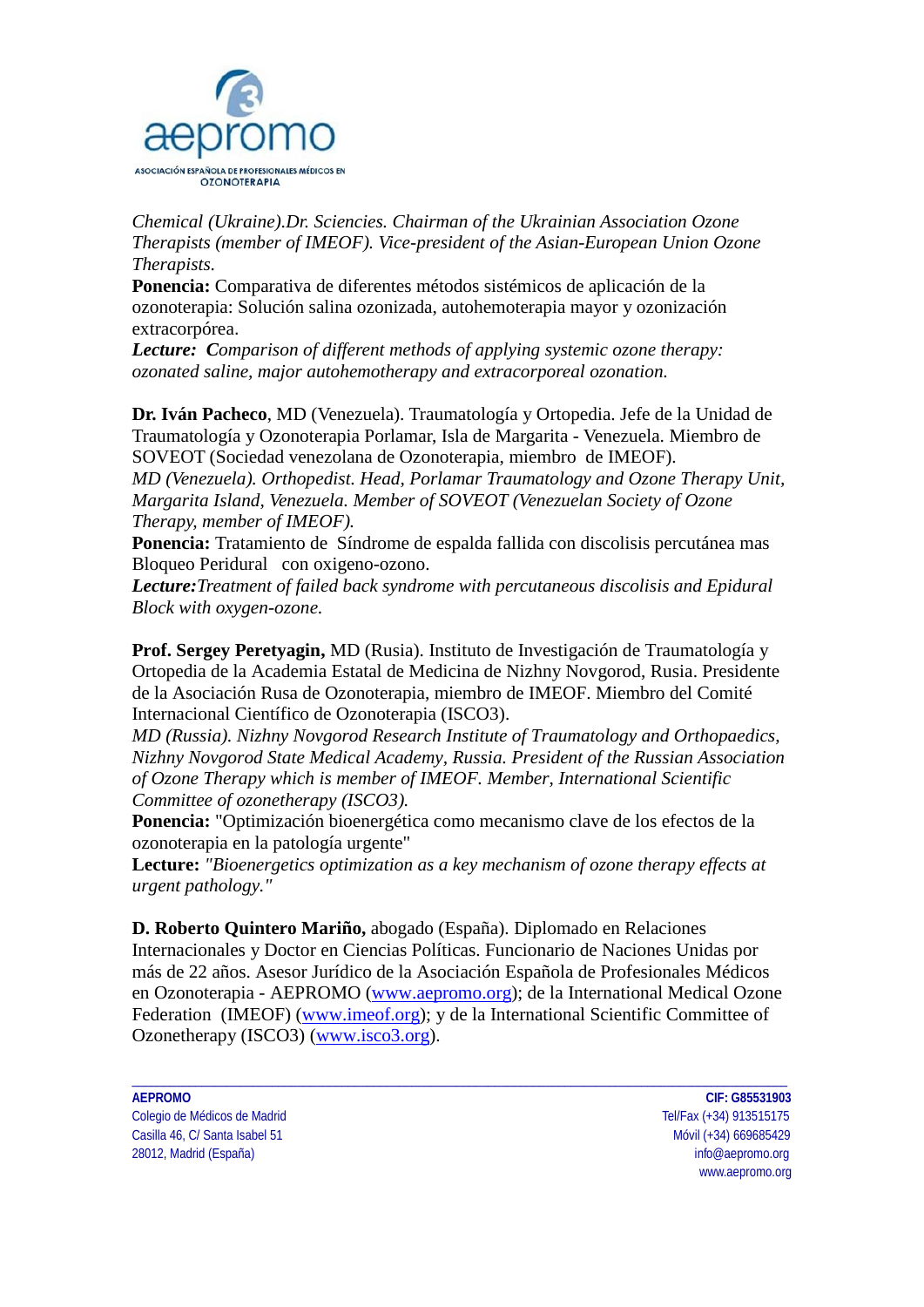*Chemical (Ukraine).Dr. Sciencies. Chairman of the Ukrainian Association Ozone Therapists (member of IMEOF). Vice-president of the Asian-European Union Ozone Therapists.*

**Ponencia:** Comparativa de diferentes métodos sistémicos de aplicación de la ozonoterapia: Solución salina ozonizada, autohemoterapia mayor y ozonización extracorpórea.

***Lecture:*** *Comparison of different methods of applying systemic ozone therapy: ozonated saline, major autohemotherapy and extracorporeal ozonation.*

**Dr. Iván Pacheco**, MD (Venezuela). Traumatología y Ortopedia. Jefe de la Unidad de Traumatología y Ozonoterapia Porlamar, Isla de Margarita - Venezuela. Miembro de SOVEOT (Sociedad venezolana de Ozonoterapia, miembro de IMEOF).

*MD (Venezuela). Orthopedist. Head, Porlamar Traumatology and Ozone Therapy Unit, Margarita Island, Venezuela. Member of SOVEOT (Venezuelan Society of Ozone Therapy, member of IMEOF).*

**Ponencia:** Tratamiento de Síndrome de espalda fallida con discolisis percutánea mas Bloqueo Peridural con oxigeno-ozono.

***Lecture:****Treatment of failed back syndrome with percutaneous discolisis and Epidural Block with oxygen-ozone.*

**Prof. Sergey Peretyagin,** MD (Rusia). Instituto de Investigación de Traumatología y Ortopedia de la Academia Estatal de Medicina de Nizhny Novgorod, Rusia. Presidente de la Asociación Rusa de Ozonoterapia, miembro de IMEOF. Miembro del Comité Internacional Científico de Ozonoterapia (ISCO3).

*MD (Russia). Nizhny Novgorod Research Institute of Traumatology and Orthopaedics, Nizhny Novgorod State Medical Academy, Russia. President of the Russian Association of Ozone Therapy which is member of IMEOF. Member, International Scientific Committee of ozonetherapy (ISCO3).*

**Ponencia:** "Optimización bioenergética como mecanismo clave de los efectos de la ozonoterapia en la patología urgente"

**Lecture:** *"Bioenergetics optimization as a key mechanism of ozone therapy effects at urgent pathology."*

**D. Roberto Quintero Mariño,** abogado (España). Diplomado en Relaciones Internacionales y Doctor en Ciencias Políticas. Funcionario de Naciones Unidas por más de 22 años. Asesor Jurídico de la Asociación Española de Profesionales Médicos en Ozonoterapia - AEPROMO (www.aepromo.org); de la International Medical Ozone Federation (IMEOF) (www.imeof.org); y de la International Scientific Committee of Ozonetherapy (ISCO3) (www.isco3.org).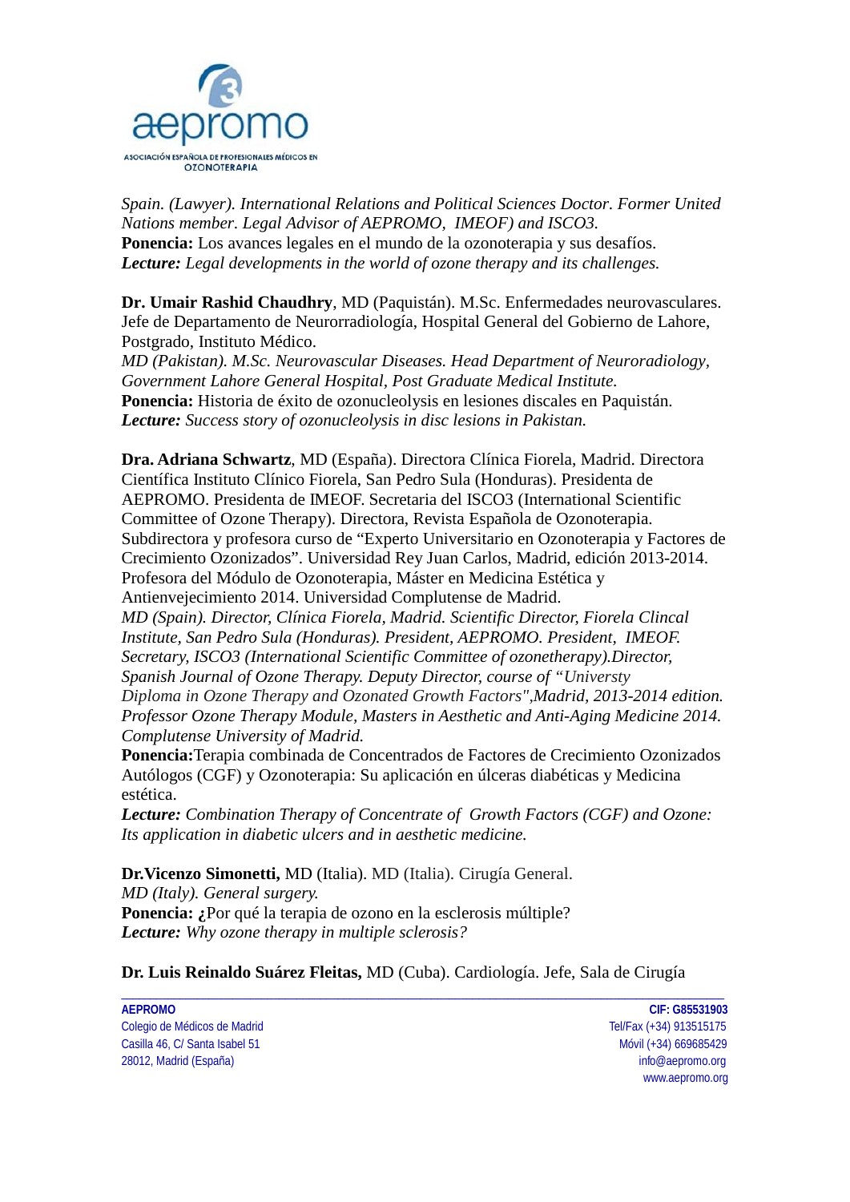*Spain. (Lawyer). International Relations and Political Sciences Doctor. Former United Nations member. Legal Advisor of AEPROMO, IMEOF) and ISCO3.*
**Ponencia:** Los avances legales en el mundo de la ozonoterapia y sus desafíos.
***Lecture:*** *Legal developments in the world of ozone therapy and its challenges.*

**Dr. Umair Rashid Chaudhry**, MD (Paquistán). M.Sc. Enfermedades neurovasculares. Jefe de Departamento de Neurorradiología, Hospital General del Gobierno de Lahore, Postgrado, Instituto Médico.
*MD (Pakistan). M.Sc. Neurovascular Diseases. Head Department of Neuroradiology, Government Lahore General Hospital, Post Graduate Medical Institute.*
**Ponencia:** Historia de éxito de ozonucleolysis en lesiones discales en Paquistán.
***Lecture:*** *Success story of ozonucleolysis in disc lesions in Pakistan.*

**Dra. Adriana Schwartz**, MD (España). Directora Clínica Fiorela, Madrid. Directora Científica Instituto Clínico Fiorela, San Pedro Sula (Honduras). Presidenta de AEPROMO. Presidenta de IMEOF. Secretaria del ISCO3 (International Scientific Committee of Ozone Therapy). Directora, Revista Española de Ozonoterapia. Subdirectora y profesora curso de "Experto Universitario en Ozonoterapia y Factores de Crecimiento Ozonizados". Universidad Rey Juan Carlos, Madrid, edición 2013-2014. Profesora del Módulo de Ozonoterapia, Máster en Medicina Estética y Antienvejecimiento 2014. Universidad Complutense de Madrid.
*MD (Spain). Director, Clínica Fiorela, Madrid. Scientific Director, Fiorela Clincal Institute, San Pedro Sula (Honduras). President, AEPROMO. President, IMEOF. Secretary, ISCO3 (International Scientific Committee of ozonetherapy).Director, Spanish Journal of Ozone Therapy. Deputy Director, course of "Universty Diploma in Ozone Therapy and Ozonated Growth Factors",Madrid, 2013-2014 edition. Professor Ozone Therapy Module, Masters in Aesthetic and Anti-Aging Medicine 2014. Complutense University of Madrid.*
**Ponencia:**Terapia combinada de Concentrados de Factores de Crecimiento Ozonizados Autólogos (CGF) y Ozonoterapia: Su aplicación en úlceras diabéticas y Medicina estética.
***Lecture:*** *Combination Therapy of Concentrate of Growth Factors (CGF) and Ozone: Its application in diabetic ulcers and in aesthetic medicine.*

**Dr.Vicenzo Simonetti,** MD (Italia). MD (Italia). Cirugía General.
*MD (Italy). General surgery.*
**Ponencia:** ¿Por qué la terapia de ozono en la esclerosis múltiple?
***Lecture:*** *Why ozone therapy in multiple sclerosis?*

**Dr. Luis Reinaldo Suárez Fleitas,** MD (Cuba). Cardiología. Jefe, Sala de Cirugía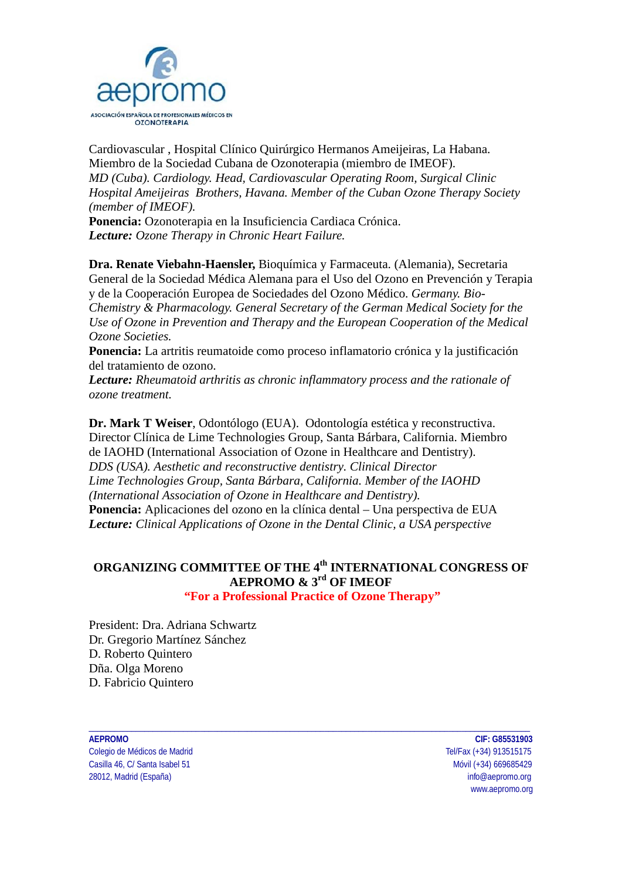Cardiovascular , Hospital Clínico Quirúrgico Hermanos Ameijeiras, La Habana. Miembro de la Sociedad Cubana de Ozonoterapia (miembro de IMEOF).
*MD (Cuba). Cardiology. Head, Cardiovascular Operating Room, Surgical Clinic Hospital Ameijeiras Brothers, Havana. Member of the Cuban Ozone Therapy Society (member of IMEOF).*
**Ponencia:** Ozonoterapia en la Insuficiencia Cardiaca Crónica.
***Lecture:*** *Ozone Therapy in Chronic Heart Failure.*

**Dra. Renate Viebahn-Haensler,** Bioquímica y Farmaceuta. (Alemania), Secretaria General de la Sociedad Médica Alemana para el Uso del Ozono en Prevención y Terapia y de la Cooperación Europea de Sociedades del Ozono Médico. *Germany. Bio-Chemistry & Pharmacology. General Secretary of the German Medical Society for the Use of Ozone in Prevention and Therapy and the European Cooperation of the Medical Ozone Societies.*
**Ponencia:** La artritis reumatoide como proceso inflamatorio crónica y la justificación del tratamiento de ozono.
***Lecture:*** *Rheumatoid arthritis as chronic inflammatory process and the rationale of ozone treatment.*

**Dr. Mark T Weiser**, Odontólogo (EUA). Odontología estética y reconstructiva. Director Clínica de Lime Technologies Group, Santa Bárbara, California. Miembro de IAOHD (International Association of Ozone in Healthcare and Dentistry).
*DDS (USA). Aesthetic and reconstructive dentistry. Clinical Director Lime Technologies Group, Santa Bárbara, California. Member of the IAOHD (International Association of Ozone in Healthcare and Dentistry).*
**Ponencia:** Aplicaciones del ozono en la clínica dental – Una perspectiva de EUA
***Lecture:*** *Clinical Applications of Ozone in the Dental Clinic, a USA perspective*

## ORGANIZING COMMITTEE OF THE 4th INTERNATIONAL CONGRESS OF AEPROMO & 3rd OF IMEOF

**"For a Professional Practice of Ozone Therapy"**

President: Dra. Adriana Schwartz
Dr. Gregorio Martínez Sánchez
D. Roberto Quintero
Dña. Olga Moreno
D. Fabricio Quintero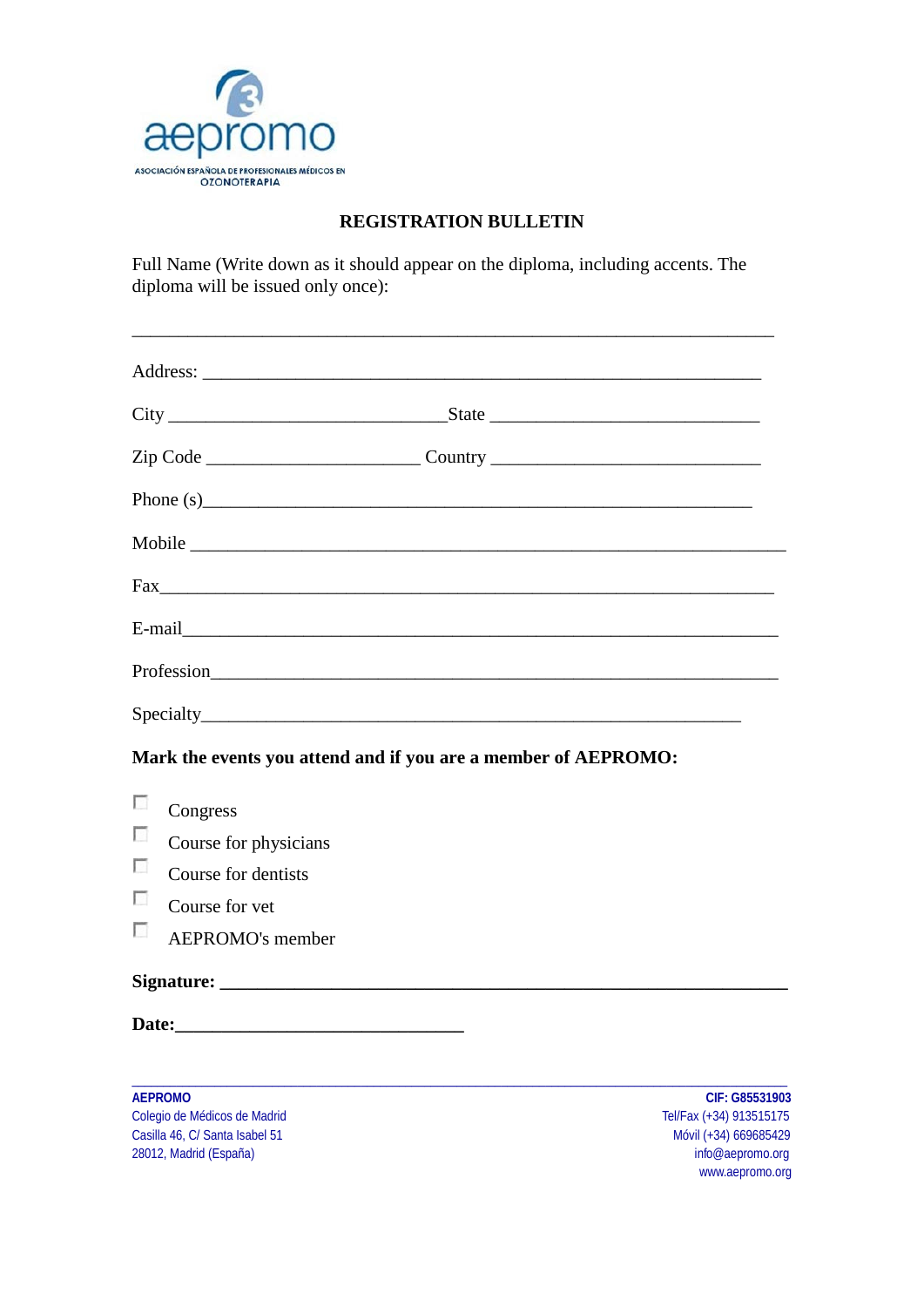aepromo

ASOCIACIÓN ESPAÑOLA DE PROFESIONALES MÉDICOS EN OZONOTERAPIA

## REGISTRATION BULLETIN

Full Name (Write down as it should appear on the diploma, including accents. The diploma will be issued only once):

___________________________________________________________________

Address: ___________________________________________________________

City ______________________________ State ____________________________

Zip Code _______________________ Country _____________________________

Phone (s)_________________________________________________________

Mobile ___________________________________________________________

Fax______________________________________________________________

E-mail____________________________________________________________

Profession_________________________________________________________

Specialty__________________________________________________________

**Mark the events you attend and if you are a member of AEPROMO:**

- ☐ Congress
- ☐ Course for physicians
- ☐ Course for dentists
- ☐ Course for vet
- ☐ AEPROMO's member

**Signature: ___________________________________________________________**

**Date:______________________________**

**AEPROMO**
Colegio de Médicos de Madrid
Casilla 46, C/ Santa Isabel 51
28012, Madrid (España)

**CIF: G85531903**
Tel/Fax (+34) 913515175
Móvil (+34) 669685429
info@aepromo.org
www.aepromo.org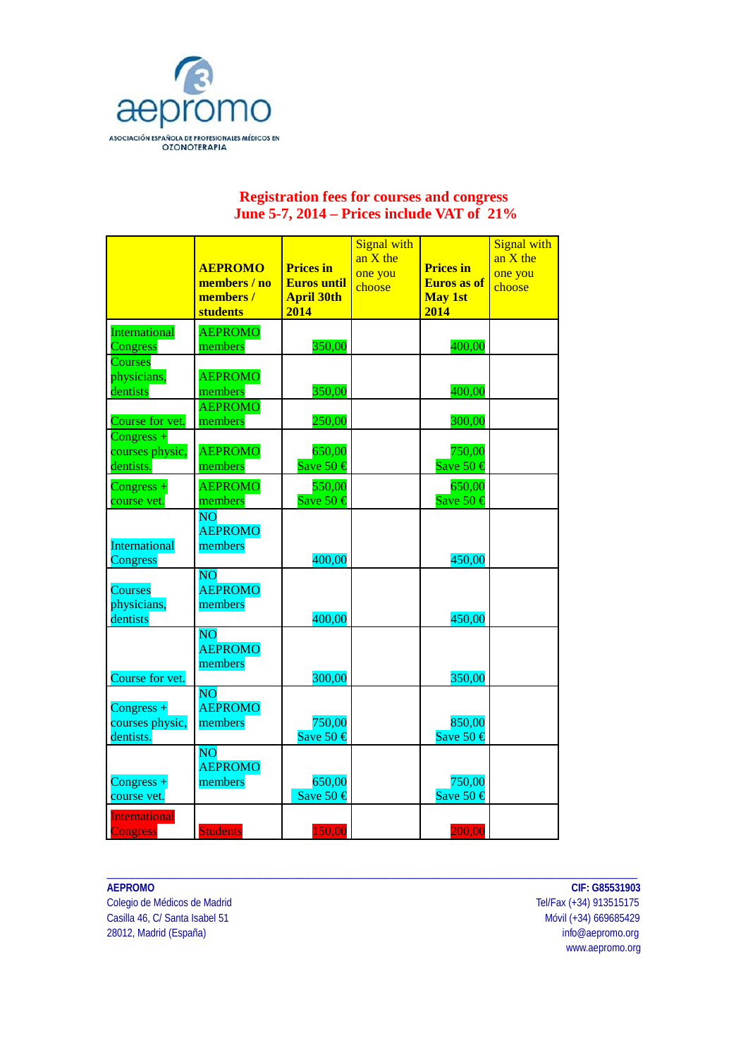aepromo

ASOCIACIÓN ESPAÑOLA DE PROFESIONALES MÉDICOS EN OZONOTERAPIA

## Registration fees for courses and congress
## June 5-7, 2014 – Prices include VAT of 21%

| | **AEPROMO members / no members / students** | **Prices in Euros until April 30th 2014** | Signal with an X the one you choose | **Prices in Euros as of May 1st 2014** | Signal with an X the one you choose |
|---|---|---|---|---|---|
| International Congress | AEPROMO members | 350,00 | | 400,00 | |
| Courses physicians, dentists | AEPROMO members | 350,00 | | 400,00 | |
| Course for vet. | AEPROMO members | 250,00 | | 300,00 | |
| Congress + courses physic, dentists. | AEPROMO members | 650,00 Save 50 € | | 750,00 Save 50 € | |
| Congress + course vet. | AEPROMO members | 550,00 Save 50 € | | 650,00 Save 50 € | |
| International Congress | NO AEPROMO members | 400,00 | | 450,00 | |
| Courses physicians, dentists | NO AEPROMO members | 400,00 | | 450,00 | |
| Course for vet. | NO AEPROMO members | 300,00 | | 350,00 | |
| Congress + courses physic, dentists. | NO AEPROMO members | 750,00 Save 50 € | | 850,00 Save 50 € | |
| Congress + course vet. | NO AEPROMO members | 650,00 Save 50 € | | 750,00 Save 50 € | |
| International Congress | Students | 150,00 | | 200,00 | |

**AEPROMO**
Colegio de Médicos de Madrid
Casilla 46, C/ Santa Isabel 51
28012, Madrid (España)

**CIF: G85531903**
Tel/Fax (+34) 913515175
Móvil (+34) 669685429
info@aepromo.org
www.aepromo.org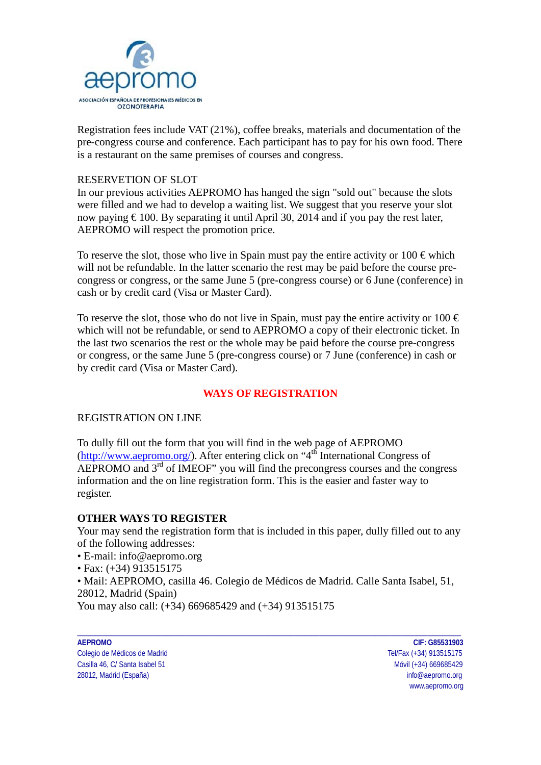Registration fees include VAT (21%), coffee breaks, materials and documentation of the pre-congress course and conference. Each participant has to pay for his own food. There is a restaurant on the same premises of courses and congress.

RESERVETION OF SLOT

In our previous activities AEPROMO has hanged the sign "sold out" because the slots were filled and we had to develop a waiting list. We suggest that you reserve your slot now paying € 100. By separating it until April 30, 2014 and if you pay the rest later, AEPROMO will respect the promotion price.

To reserve the slot, those who live in Spain must pay the entire activity or 100 € which will not be refundable. In the latter scenario the rest may be paid before the course pre-congress or congress, or the same June 5 (pre-congress course) or 6 June (conference) in cash or by credit card (Visa or Master Card).

To reserve the slot, those who do not live in Spain, must pay the entire activity or 100 € which will not be refundable, or send to AEPROMO a copy of their electronic ticket. In the last two scenarios the rest or the whole may be paid before the course pre-congress or congress, or the same June 5 (pre-congress course) or 7 June (conference) in cash or by credit card (Visa or Master Card).

## WAYS OF REGISTRATION

REGISTRATION ON LINE

To dully fill out the form that you will find in the web page of AEPROMO (http://www.aepromo.org/). After entering click on "4th International Congress of AEPROMO and 3rd of IMEOF" you will find the precongress courses and the congress information and the on line registration form. This is the easier and faster way to register.

**OTHER WAYS TO REGISTER**

Your may send the registration form that is included in this paper, dully filled out to any of the following addresses:

- E-mail: info@aepromo.org
- Fax: (+34) 913515175
- Mail: AEPROMO, casilla 46. Colegio de Médicos de Madrid. Calle Santa Isabel, 51, 28012, Madrid (Spain)

You may also call: (+34) 669685429 and (+34) 913515175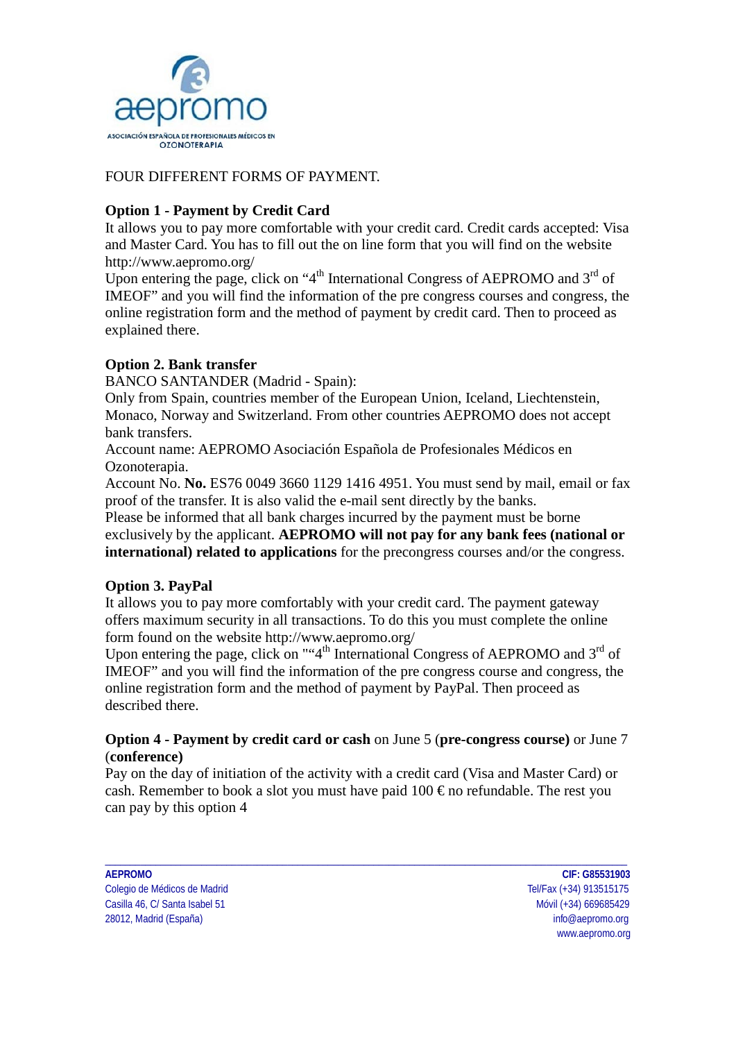aepromo

ASOCIACIÓN ESPAÑOLA DE PROFESIONALES MÉDICOS EN OZONOTERAPIA

FOUR DIFFERENT FORMS OF PAYMENT.

**Option 1 - Payment by Credit Card**

It allows you to pay more comfortable with your credit card. Credit cards accepted: Visa and Master Card. You has to fill out the on line form that you will find on the website http://www.aepromo.org/

Upon entering the page, click on "4th International Congress of AEPROMO and 3rd of IMEOF" and you will find the information of the pre congress courses and congress, the online registration form and the method of payment by credit card. Then to proceed as explained there.

**Option 2. Bank transfer**

BANCO SANTANDER (Madrid - Spain):

Only from Spain, countries member of the European Union, Iceland, Liechtenstein, Monaco, Norway and Switzerland. From other countries AEPROMO does not accept bank transfers.

Account name: AEPROMO Asociación Española de Profesionales Médicos en Ozonoterapia.

Account No. **No.** ES76 0049 3660 1129 1416 4951. You must send by mail, email or fax proof of the transfer. It is also valid the e-mail sent directly by the banks.

Please be informed that all bank charges incurred by the payment must be borne exclusively by the applicant. **AEPROMO will not pay for any bank fees (national or international) related to applications** for the precongress courses and/or the congress.

**Option 3. PayPal**

It allows you to pay more comfortably with your credit card. The payment gateway offers maximum security in all transactions. To do this you must complete the online form found on the website http://www.aepromo.org/

Upon entering the page, click on ""4th International Congress of AEPROMO and 3rd of IMEOF" and you will find the information of the pre congress course and congress, the online registration form and the method of payment by PayPal. Then proceed as described there.

**Option 4 - Payment by credit card or cash** on June 5 (**pre-congress course)** or June 7 (**conference)**

Pay on the day of initiation of the activity with a credit card (Visa and Master Card) or cash. Remember to book a slot you must have paid 100 € no refundable. The rest you can pay by this option 4

---

**AEPROMO**
Colegio de Médicos de Madrid
Casilla 46, C/ Santa Isabel 51
28012, Madrid (España)

**CIF: G85531903**
Tel/Fax (+34) 913515175
Móvil (+34) 669685429
info@aepromo.org
www.aepromo.org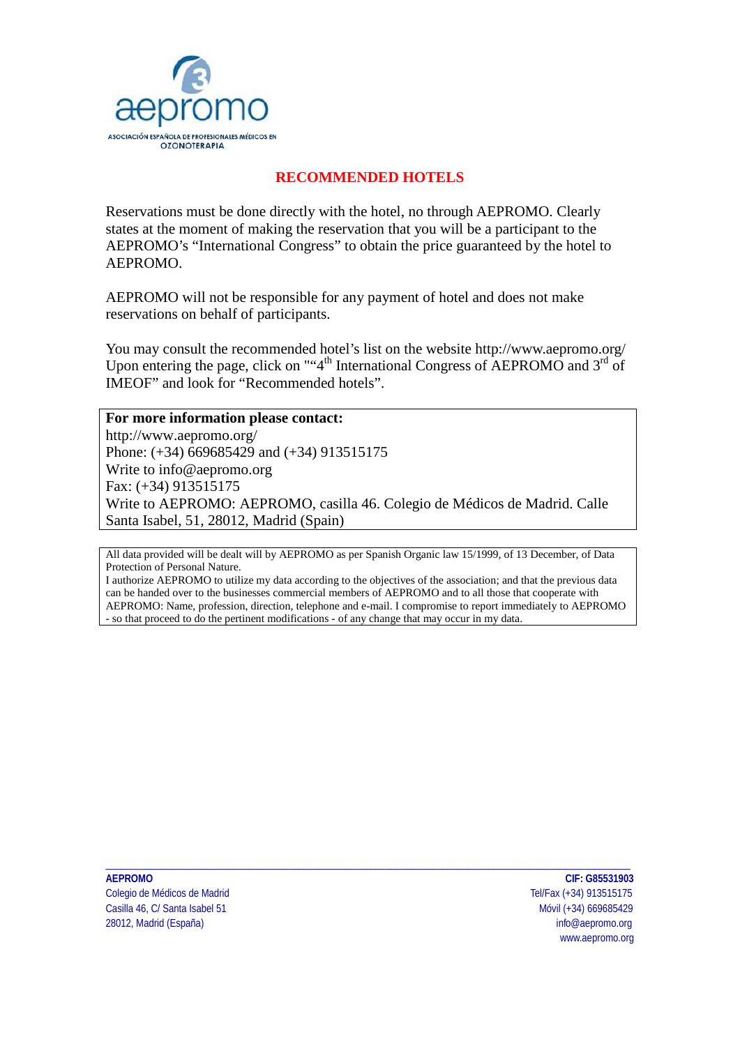aepromo

ASOCIACIÓN ESPAÑOLA DE PROFESIONALES MÉDICOS EN OZONOTERAPIA

## RECOMMENDED HOTELS

Reservations must be done directly with the hotel, no through AEPROMO. Clearly states at the moment of making the reservation that you will be a participant to the AEPROMO's "International Congress" to obtain the price guaranteed by the hotel to AEPROMO.

AEPROMO will not be responsible for any payment of hotel and does not make reservations on behalf of participants.

You may consult the recommended hotel's list on the website http://www.aepromo.org/ Upon entering the page, click on ""4th International Congress of AEPROMO and 3rd of IMEOF" and look for "Recommended hotels".

**For more information please contact:**
http://www.aepromo.org/
Phone: (+34) 669685429 and (+34) 913515175
Write to info@aepromo.org
Fax: (+34) 913515175
Write to AEPROMO: AEPROMO, casilla 46. Colegio de Médicos de Madrid. Calle Santa Isabel, 51, 28012, Madrid (Spain)

All data provided will be dealt will by AEPROMO as per Spanish Organic law 15/1999, of 13 December, of Data Protection of Personal Nature.
I authorize AEPROMO to utilize my data according to the objectives of the association; and that the previous data can be handed over to the businesses commercial members of AEPROMO and to all those that cooperate with AEPROMO: Name, profession, direction, telephone and e-mail. I compromise to report immediately to AEPROMO - so that proceed to do the pertinent modifications - of any change that may occur in my data.

**AEPROMO**
Colegio de Médicos de Madrid
Casilla 46, C/ Santa Isabel 51
28012, Madrid (España)

**CIF: G85531903**
Tel/Fax (+34) 913515175
Móvil (+34) 669685429
info@aepromo.org
www.aepromo.org